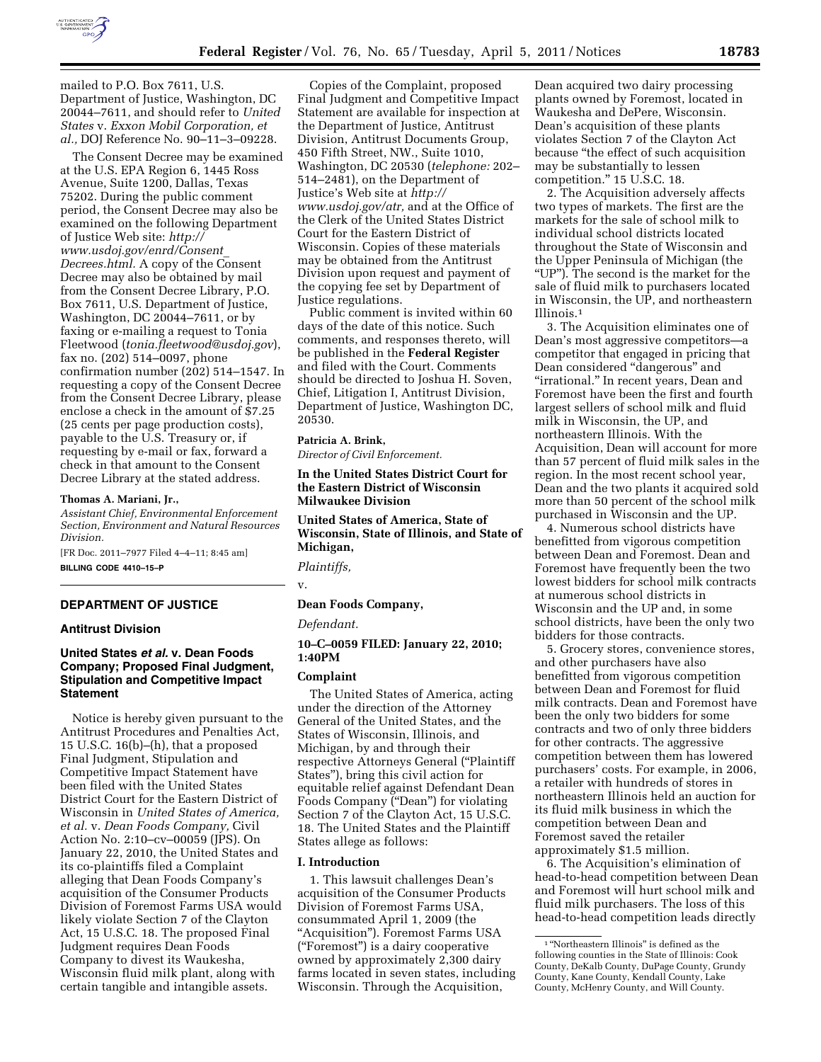mailed to P.O. Box 7611, U.S. Department of Justice, Washington, DC 20044–7611, and should refer to *United States* v. *Exxon Mobil Corporation, et al.,* DOJ Reference No. 90–11–3–09228.

The Consent Decree may be examined at the U.S. EPA Region 6, 1445 Ross Avenue, Suite 1200, Dallas, Texas 75202. During the public comment period, the Consent Decree may also be examined on the following Department of Justice Web site: *http://www.usdoj.gov/enrd/Consent_Decrees.html.* A copy of the Consent Decree may also be obtained by mail from the Consent Decree Library, P.O. Box 7611, U.S. Department of Justice, Washington, DC 20044–7611, or by faxing or e-mailing a request to Tonia Fleetwood (*tonia.fleetwood@usdoj.gov*), fax no. (202) 514–0097, phone confirmation number (202) 514–1547. In requesting a copy of the Consent Decree from the Consent Decree Library, please enclose a check in the amount of $7.25 (25 cents per page production costs), payable to the U.S. Treasury or, if requesting by e-mail or fax, forward a check in that amount to the Consent Decree Library at the stated address.

**Thomas A. Mariani, Jr.,**

*Assistant Chief, Environmental Enforcement Section, Environment and Natural Resources Division.*

[FR Doc. 2011–7977 Filed 4–4–11; 8:45 am]

**BILLING CODE 4410–15–P**

## DEPARTMENT OF JUSTICE

### Antitrust Division

### United States *et al.* v. Dean Foods Company; Proposed Final Judgment, Stipulation and Competitive Impact Statement

Notice is hereby given pursuant to the Antitrust Procedures and Penalties Act, 15 U.S.C. 16(b)–(h), that a proposed Final Judgment, Stipulation and Competitive Impact Statement have been filed with the United States District Court for the Eastern District of Wisconsin in *United States of America, et al.* v. *Dean Foods Company,* Civil Action No. 2:10–cv–00059 (JPS). On January 22, 2010, the United States and its co-plaintiffs filed a Complaint alleging that Dean Foods Company's acquisition of the Consumer Products Division of Foremost Farms USA would likely violate Section 7 of the Clayton Act, 15 U.S.C. 18. The proposed Final Judgment requires Dean Foods Company to divest its Waukesha, Wisconsin fluid milk plant, along with certain tangible and intangible assets.

Copies of the Complaint, proposed Final Judgment and Competitive Impact Statement are available for inspection at the Department of Justice, Antitrust Division, Antitrust Documents Group, 450 Fifth Street, NW., Suite 1010, Washington, DC 20530 (*telephone:* 202–514–2481), on the Department of Justice's Web site at *http://www.usdoj.gov/atr,* and at the Office of the Clerk of the United States District Court for the Eastern District of Wisconsin. Copies of these materials may be obtained from the Antitrust Division upon request and payment of the copying fee set by Department of Justice regulations.

Public comment is invited within 60 days of the date of this notice. Such comments, and responses thereto, will be published in the **Federal Register** and filed with the Court. Comments should be directed to Joshua H. Soven, Chief, Litigation I, Antitrust Division, Department of Justice, Washington DC, 20530.

**Patricia A. Brink,**

*Director of Civil Enforcement.*

**In the United States District Court for the Eastern District of Wisconsin Milwaukee Division**

**United States of America, State of Wisconsin, State of Illinois, and State of Michigan,**

*Plaintiffs,*

v.

**Dean Foods Company,**

*Defendant.*

**10–C–0059 FILED: January 22, 2010; 1:40PM**

### Complaint

The United States of America, acting under the direction of the Attorney General of the United States, and the States of Wisconsin, Illinois, and Michigan, by and through their respective Attorneys General ("Plaintiff States"), bring this civil action for equitable relief against Defendant Dean Foods Company ("Dean") for violating Section 7 of the Clayton Act, 15 U.S.C. 18. The United States and the Plaintiff States allege as follows:

#### I. Introduction

1. This lawsuit challenges Dean's acquisition of the Consumer Products Division of Foremost Farms USA, consummated April 1, 2009 (the "Acquisition"). Foremost Farms USA ("Foremost") is a dairy cooperative owned by approximately 2,300 dairy farms located in seven states, including Wisconsin. Through the Acquisition, Dean acquired two dairy processing plants owned by Foremost, located in Waukesha and DePere, Wisconsin. Dean's acquisition of these plants violates Section 7 of the Clayton Act because "the effect of such acquisition may be substantially to lessen competition." 15 U.S.C. 18.

2. The Acquisition adversely affects two types of markets. The first are the markets for the sale of school milk to individual school districts located throughout the State of Wisconsin and the Upper Peninsula of Michigan (the "UP"). The second is the market for the sale of fluid milk to purchasers located in Wisconsin, the UP, and northeastern Illinois.[1]

3. The Acquisition eliminates one of Dean's most aggressive competitors—a competitor that engaged in pricing that Dean considered "dangerous" and "irrational." In recent years, Dean and Foremost have been the first and fourth largest sellers of school milk and fluid milk in Wisconsin, the UP, and northeastern Illinois. With the Acquisition, Dean will account for more than 57 percent of fluid milk sales in the region. In the most recent school year, Dean and the two plants it acquired sold more than 50 percent of the school milk purchased in Wisconsin and the UP.

4. Numerous school districts have benefitted from vigorous competition between Dean and Foremost. Dean and Foremost have frequently been the two lowest bidders for school milk contracts at numerous school districts in Wisconsin and the UP and, in some school districts, have been the only two bidders for those contracts.

5. Grocery stores, convenience stores, and other purchasers have also benefitted from vigorous competition between Dean and Foremost for fluid milk contracts. Dean and Foremost have been the only two bidders for some contracts and two of only three bidders for other contracts. The aggressive competition between them has lowered purchasers' costs. For example, in 2006, a retailer with hundreds of stores in northeastern Illinois held an auction for its fluid milk business in which the competition between Dean and Foremost saved the retailer approximately $1.5 million.

6. The Acquisition's elimination of head-to-head competition between Dean and Foremost will hurt school milk and fluid milk purchasers. The loss of this head-to-head competition leads directly

[1] "Northeastern Illinois" is defined as the following counties in the State of Illinois: Cook County, DeKalb County, DuPage County, Grundy County, Kane County, Kendall County, Lake County, McHenry County, and Will County.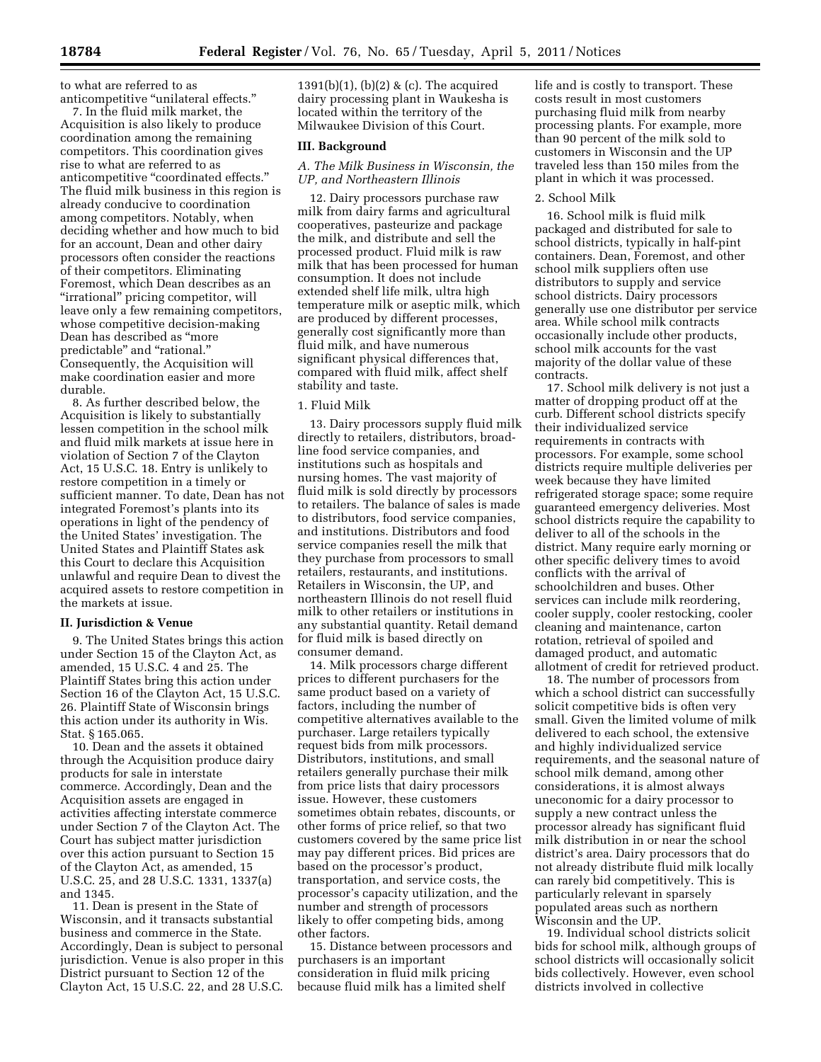to what are referred to as anticompetitive "unilateral effects."

7. In the fluid milk market, the Acquisition is also likely to produce coordination among the remaining competitors. This coordination gives rise to what are referred to as anticompetitive "coordinated effects." The fluid milk business in this region is already conducive to coordination among competitors. Notably, when deciding whether and how much to bid for an account, Dean and other dairy processors often consider the reactions of their competitors. Eliminating Foremost, which Dean describes as an "irrational" pricing competitor, will leave only a few remaining competitors, whose competitive decision-making Dean has described as "more predictable" and "rational." Consequently, the Acquisition will make coordination easier and more durable.

8. As further described below, the Acquisition is likely to substantially lessen competition in the school milk and fluid milk markets at issue here in violation of Section 7 of the Clayton Act, 15 U.S.C. 18. Entry is unlikely to restore competition in a timely or sufficient manner. To date, Dean has not integrated Foremost's plants into its operations in light of the pendency of the United States' investigation. The United States and Plaintiff States ask this Court to declare this Acquisition unlawful and require Dean to divest the acquired assets to restore competition in the markets at issue.

## II. Jurisdiction & Venue

9. The United States brings this action under Section 15 of the Clayton Act, as amended, 15 U.S.C. 4 and 25. The Plaintiff States bring this action under Section 16 of the Clayton Act, 15 U.S.C. 26. Plaintiff State of Wisconsin brings this action under its authority in Wis. Stat. § 165.065.

10. Dean and the assets it obtained through the Acquisition produce dairy products for sale in interstate commerce. Accordingly, Dean and the Acquisition assets are engaged in activities affecting interstate commerce under Section 7 of the Clayton Act. The Court has subject matter jurisdiction over this action pursuant to Section 15 of the Clayton Act, as amended, 15 U.S.C. 25, and 28 U.S.C. 1331, 1337(a) and 1345.

11. Dean is present in the State of Wisconsin, and it transacts substantial business and commerce in the State. Accordingly, Dean is subject to personal jurisdiction. Venue is also proper in this District pursuant to Section 12 of the Clayton Act, 15 U.S.C. 22, and 28 U.S.C. 1391(b)(1), (b)(2) & (c). The acquired dairy processing plant in Waukesha is located within the territory of the Milwaukee Division of this Court.

## III. Background

### *A. The Milk Business in Wisconsin, the UP, and Northeastern Illinois*

12. Dairy processors purchase raw milk from dairy farms and agricultural cooperatives, pasteurize and package the milk, and distribute and sell the processed product. Fluid milk is raw milk that has been processed for human consumption. It does not include extended shelf life milk, ultra high temperature milk or aseptic milk, which are produced by different processes, generally cost significantly more than fluid milk, and have numerous significant physical differences that, compared with fluid milk, affect shelf stability and taste.

#### 1. Fluid Milk

13. Dairy processors supply fluid milk directly to retailers, distributors, broad-line food service companies, and institutions such as hospitals and nursing homes. The vast majority of fluid milk is sold directly by processors to retailers. The balance of sales is made to distributors, food service companies, and institutions. Distributors and food service companies resell the milk that they purchase from processors to small retailers, restaurants, and institutions. Retailers in Wisconsin, the UP, and northeastern Illinois do not resell fluid milk to other retailers or institutions in any substantial quantity. Retail demand for fluid milk is based directly on consumer demand.

14. Milk processors charge different prices to different purchasers for the same product based on a variety of factors, including the number of competitive alternatives available to the purchaser. Large retailers typically request bids from milk processors. Distributors, institutions, and small retailers generally purchase their milk from price lists that dairy processors issue. However, these customers sometimes obtain rebates, discounts, or other forms of price relief, so that two customers covered by the same price list may pay different prices. Bid prices are based on the processor's product, transportation, and service costs, the processor's capacity utilization, and the number and strength of processors likely to offer competing bids, among other factors.

15. Distance between processors and purchasers is an important consideration in fluid milk pricing because fluid milk has a limited shelf life and is costly to transport. These costs result in most customers purchasing fluid milk from nearby processing plants. For example, more than 90 percent of the milk sold to customers in Wisconsin and the UP traveled less than 150 miles from the plant in which it was processed.

#### 2. School Milk

16. School milk is fluid milk packaged and distributed for sale to school districts, typically in half-pint containers. Dean, Foremost, and other school milk suppliers often use distributors to supply and service school districts. Dairy processors generally use one distributor per service area. While school milk contracts occasionally include other products, school milk accounts for the vast majority of the dollar value of these contracts.

17. School milk delivery is not just a matter of dropping product off at the curb. Different school districts specify their individualized service requirements in contracts with processors. For example, some school districts require multiple deliveries per week because they have limited refrigerated storage space; some require guaranteed emergency deliveries. Most school districts require the capability to deliver to all of the schools in the district. Many require early morning or other specific delivery times to avoid conflicts with the arrival of schoolchildren and buses. Other services can include milk reordering, cooler supply, cooler restocking, cooler cleaning and maintenance, carton rotation, retrieval of spoiled and damaged product, and automatic allotment of credit for retrieved product.

18. The number of processors from which a school district can successfully solicit competitive bids is often very small. Given the limited volume of milk delivered to each school, the extensive and highly individualized service requirements, and the seasonal nature of school milk demand, among other considerations, it is almost always uneconomic for a dairy processor to supply a new contract unless the processor already has significant fluid milk distribution in or near the school district's area. Dairy processors that do not already distribute fluid milk locally can rarely bid competitively. This is particularly relevant in sparsely populated areas such as northern Wisconsin and the UP.

19. Individual school districts solicit bids for school milk, although groups of school districts will occasionally solicit bids collectively. However, even school districts involved in collective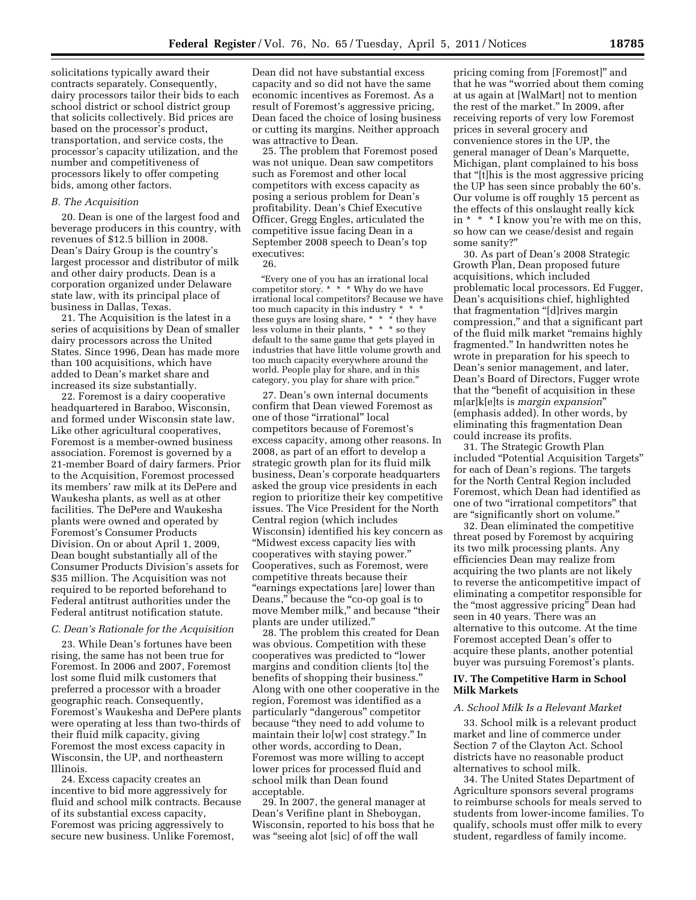solicitations typically award their contracts separately. Consequently, dairy processors tailor their bids to each school district or school district group that solicits collectively. Bid prices are based on the processor's product, transportation, and service costs, the processor's capacity utilization, and the number and competitiveness of processors likely to offer competing bids, among other factors.

### B. The Acquisition

20. Dean is one of the largest food and beverage producers in this country, with revenues of $12.5 billion in 2008. Dean's Dairy Group is the country's largest processor and distributor of milk and other dairy products. Dean is a corporation organized under Delaware state law, with its principal place of business in Dallas, Texas.

21. The Acquisition is the latest in a series of acquisitions by Dean of smaller dairy processors across the United States. Since 1996, Dean has made more than 100 acquisitions, which have added to Dean's market share and increased its size substantially.

22. Foremost is a dairy cooperative headquartered in Baraboo, Wisconsin, and formed under Wisconsin state law. Like other agricultural cooperatives, Foremost is a member-owned business association. Foremost is governed by a 21-member Board of dairy farmers. Prior to the Acquisition, Foremost processed its members' raw milk at its DePere and Waukesha plants, as well as at other facilities. The DePere and Waukesha plants were owned and operated by Foremost's Consumer Products Division. On or about April 1, 2009, Dean bought substantially all of the Consumer Products Division's assets for $35 million. The Acquisition was not required to be reported beforehand to Federal antitrust authorities under the Federal antitrust notification statute.

### C. Dean's Rationale for the Acquisition

23. While Dean's fortunes have been rising, the same has not been true for Foremost. In 2006 and 2007, Foremost lost some fluid milk customers that preferred a processor with a broader geographic reach. Consequently, Foremost's Waukesha and DePere plants were operating at less than two-thirds of their fluid milk capacity, giving Foremost the most excess capacity in Wisconsin, the UP, and northeastern Illinois.

24. Excess capacity creates an incentive to bid more aggressively for fluid and school milk contracts. Because of its substantial excess capacity, Foremost was pricing aggressively to secure new business. Unlike Foremost, Dean did not have substantial excess capacity and so did not have the same economic incentives as Foremost. As a result of Foremost's aggressive pricing, Dean faced the choice of losing business or cutting its margins. Neither approach was attractive to Dean.

25. The problem that Foremost posed was not unique. Dean saw competitors such as Foremost and other local competitors with excess capacity as posing a serious problem for Dean's profitability. Dean's Chief Executive Officer, Gregg Engles, articulated the competitive issue facing Dean in a September 2008 speech to Dean's top executives:

26.

> "Every one of you has an irrational local competitor story. * * * Why do we have irrational local competitors? Because we have too much capacity in this industry * * * these guys are losing share, * * * they have less volume in their plants, * * * so they default to the same game that gets played in industries that have little volume growth and too much capacity everywhere around the world. People play for share, and in this category, you play for share with price."

27. Dean's own internal documents confirm that Dean viewed Foremost as one of those "irrational" local competitors because of Foremost's excess capacity, among other reasons. In 2008, as part of an effort to develop a strategic growth plan for its fluid milk business, Dean's corporate headquarters asked the group vice presidents in each region to prioritize their key competitive issues. The Vice President for the North Central region (which includes Wisconsin) identified his key concern as "Midwest excess capacity lies with cooperatives with staying power." Cooperatives, such as Foremost, were competitive threats because their "earnings expectations [are] lower than Deans," because the "co-op goal is to move Member milk," and because "their plants are under utilized."

28. The problem this created for Dean was obvious. Competition with these cooperatives was predicted to "lower margins and condition clients [to] the benefits of shopping their business." Along with one other cooperative in the region, Foremost was identified as a particularly "dangerous" competitor because "they need to add volume to maintain their lo[w] cost strategy." In other words, according to Dean, Foremost was more willing to accept lower prices for processed fluid and school milk than Dean found acceptable.

29. In 2007, the general manager at Dean's Verifine plant in Sheboygan, Wisconsin, reported to his boss that he was "seeing alot [sic] of off the wall pricing coming from [Foremost]" and that he was "worried about them coming at us again at [WalMart] not to mention the rest of the market." In 2009, after receiving reports of very low Foremost prices in several grocery and convenience stores in the UP, the general manager of Dean's Marquette, Michigan, plant complained to his boss that "[t]his is the most aggressive pricing the UP has seen since probably the 60's. Our volume is off roughly 15 percent as the effects of this onslaught really kick in * * * I know you're with me on this, so how can we cease/desist and regain some sanity?"

30. As part of Dean's 2008 Strategic Growth Plan, Dean proposed future acquisitions, which included problematic local processors. Ed Fugger, Dean's acquisitions chief, highlighted that fragmentation "[d]rives margin compression," and that a significant part of the fluid milk market "remains highly fragmented." In handwritten notes he wrote in preparation for his speech to Dean's senior management, and later, Dean's Board of Directors, Fugger wrote that the "benefit of acquisition in these m[ar]k[e]ts is *margin expansion*" (emphasis added). In other words, by eliminating this fragmentation Dean could increase its profits.

31. The Strategic Growth Plan included "Potential Acquisition Targets" for each of Dean's regions. The targets for the North Central Region included Foremost, which Dean had identified as one of two "irrational competitors" that are "significantly short on volume."

32. Dean eliminated the competitive threat posed by Foremost by acquiring its two milk processing plants. Any efficiencies Dean may realize from acquiring the two plants are not likely to reverse the anticompetitive impact of eliminating a competitor responsible for the "most aggressive pricing" Dean had seen in 40 years. There was an alternative to this outcome. At the time Foremost accepted Dean's offer to acquire these plants, another potential buyer was pursuing Foremost's plants.

## IV. The Competitive Harm in School Milk Markets

### A. School Milk Is a Relevant Market

33. School milk is a relevant product market and line of commerce under Section 7 of the Clayton Act. School districts have no reasonable product alternatives to school milk.

34. The United States Department of Agriculture sponsors several programs to reimburse schools for meals served to students from lower-income families. To qualify, schools must offer milk to every student, regardless of family income.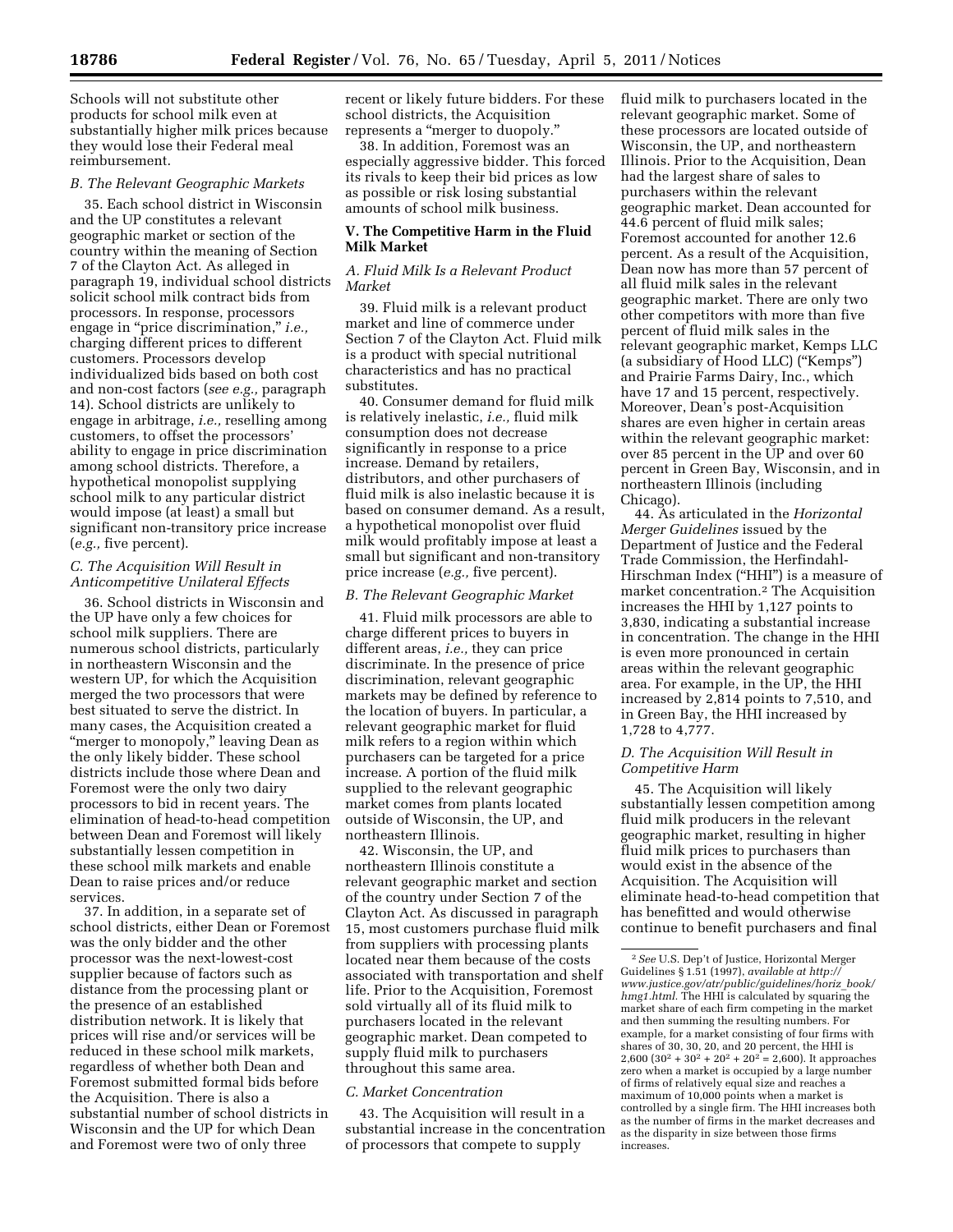Schools will not substitute other products for school milk even at substantially higher milk prices because they would lose their Federal meal reimbursement.

*B. The Relevant Geographic Markets*

35. Each school district in Wisconsin and the UP constitutes a relevant geographic market or section of the country within the meaning of Section 7 of the Clayton Act. As alleged in paragraph 19, individual school districts solicit school milk contract bids from processors. In response, processors engage in "price discrimination," *i.e.,* charging different prices to different customers. Processors develop individualized bids based on both cost and non-cost factors (*see e.g.,* paragraph 14). School districts are unlikely to engage in arbitrage, *i.e.,* reselling among customers, to offset the processors' ability to engage in price discrimination among school districts. Therefore, a hypothetical monopolist supplying school milk to any particular district would impose (at least) a small but significant non-transitory price increase (*e.g.,* five percent).

*C. The Acquisition Will Result in Anticompetitive Unilateral Effects*

36. School districts in Wisconsin and the UP have only a few choices for school milk suppliers. There are numerous school districts, particularly in northeastern Wisconsin and the western UP, for which the Acquisition merged the two processors that were best situated to serve the district. In many cases, the Acquisition created a "merger to monopoly," leaving Dean as the only likely bidder. These school districts include those where Dean and Foremost were the only two dairy processors to bid in recent years. The elimination of head-to-head competition between Dean and Foremost will likely substantially lessen competition in these school milk markets and enable Dean to raise prices and/or reduce services.

37. In addition, in a separate set of school districts, either Dean or Foremost was the only bidder and the other processor was the next-lowest-cost supplier because of factors such as distance from the processing plant or the presence of an established distribution network. It is likely that prices will rise and/or services will be reduced in these school milk markets, regardless of whether both Dean and Foremost submitted formal bids before the Acquisition. There is also a substantial number of school districts in Wisconsin and the UP for which Dean and Foremost were two of only three recent or likely future bidders. For these school districts, the Acquisition represents a "merger to duopoly."

38. In addition, Foremost was an especially aggressive bidder. This forced its rivals to keep their bid prices as low as possible or risk losing substantial amounts of school milk business.

## V. The Competitive Harm in the Fluid Milk Market

*A. Fluid Milk Is a Relevant Product Market*

39. Fluid milk is a relevant product market and line of commerce under Section 7 of the Clayton Act. Fluid milk is a product with special nutritional characteristics and has no practical substitutes.

40. Consumer demand for fluid milk is relatively inelastic, *i.e.,* fluid milk consumption does not decrease significantly in response to a price increase. Demand by retailers, distributors, and other purchasers of fluid milk is also inelastic because it is based on consumer demand. As a result, a hypothetical monopolist over fluid milk would profitably impose at least a small but significant and non-transitory price increase (*e.g.,* five percent).

*B. The Relevant Geographic Market*

41. Fluid milk processors are able to charge different prices to buyers in different areas, *i.e.,* they can price discriminate. In the presence of price discrimination, relevant geographic markets may be defined by reference to the location of buyers. In particular, a relevant geographic market for fluid milk refers to a region within which purchasers can be targeted for a price increase. A portion of the fluid milk supplied to the relevant geographic market comes from plants located outside of Wisconsin, the UP, and northeastern Illinois.

42. Wisconsin, the UP, and northeastern Illinois constitute a relevant geographic market and section of the country under Section 7 of the Clayton Act. As discussed in paragraph 15, most customers purchase fluid milk from suppliers with processing plants located near them because of the costs associated with transportation and shelf life. Prior to the Acquisition, Foremost sold virtually all of its fluid milk to purchasers located in the relevant geographic market. Dean competed to supply fluid milk to purchasers throughout this same area.

*C. Market Concentration*

43. The Acquisition will result in a substantial increase in the concentration of processors that compete to supply fluid milk to purchasers located in the relevant geographic market. Some of these processors are located outside of Wisconsin, the UP, and northeastern Illinois. Prior to the Acquisition, Dean had the largest share of sales to purchasers within the relevant geographic market. Dean accounted for 44.6 percent of fluid milk sales; Foremost accounted for another 12.6 percent. As a result of the Acquisition, Dean now has more than 57 percent of all fluid milk sales in the relevant geographic market. There are only two other competitors with more than five percent of fluid milk sales in the relevant geographic market, Kemps LLC (a subsidiary of Hood LLC) ("Kemps") and Prairie Farms Dairy, Inc., which have 17 and 15 percent, respectively. Moreover, Dean's post-Acquisition shares are even higher in certain areas within the relevant geographic market: over 85 percent in the UP and over 60 percent in Green Bay, Wisconsin, and in northeastern Illinois (including Chicago).

44. As articulated in the *Horizontal Merger Guidelines* issued by the Department of Justice and the Federal Trade Commission, the Herfindahl-Hirschman Index ("HHI") is a measure of market concentration.[2] The Acquisition increases the HHI by 1,127 points to 3,830, indicating a substantial increase in concentration. The change in the HHI is even more pronounced in certain areas within the relevant geographic area. For example, in the UP, the HHI increased by 2,814 points to 7,510, and in Green Bay, the HHI increased by 1,728 to 4,777.

*D. The Acquisition Will Result in Competitive Harm*

45. The Acquisition will likely substantially lessen competition among fluid milk producers in the relevant geographic market, resulting in higher fluid milk prices to purchasers than would exist in the absence of the Acquisition. The Acquisition will eliminate head-to-head competition that has benefitted and would otherwise continue to benefit purchasers and final

[2] *See* U.S. Dep't of Justice, Horizontal Merger Guidelines § 1.51 (1997), *available at http://www.justice.gov/atr/public/guidelines/horiz_book/hmg1.html.* The HHI is calculated by squaring the market share of each firm competing in the market and then summing the resulting numbers. For example, for a market consisting of four firms with shares of 30, 30, 20, and 20 percent, the HHI is 2,600 ($30^2 + 30^2 + 20^2 + 20^2 = 2,600$). It approaches zero when a market is occupied by a large number of firms of relatively equal size and reaches a maximum of 10,000 points when a market is controlled by a single firm. The HHI increases both as the number of firms in the market decreases and as the disparity in size between those firms increases.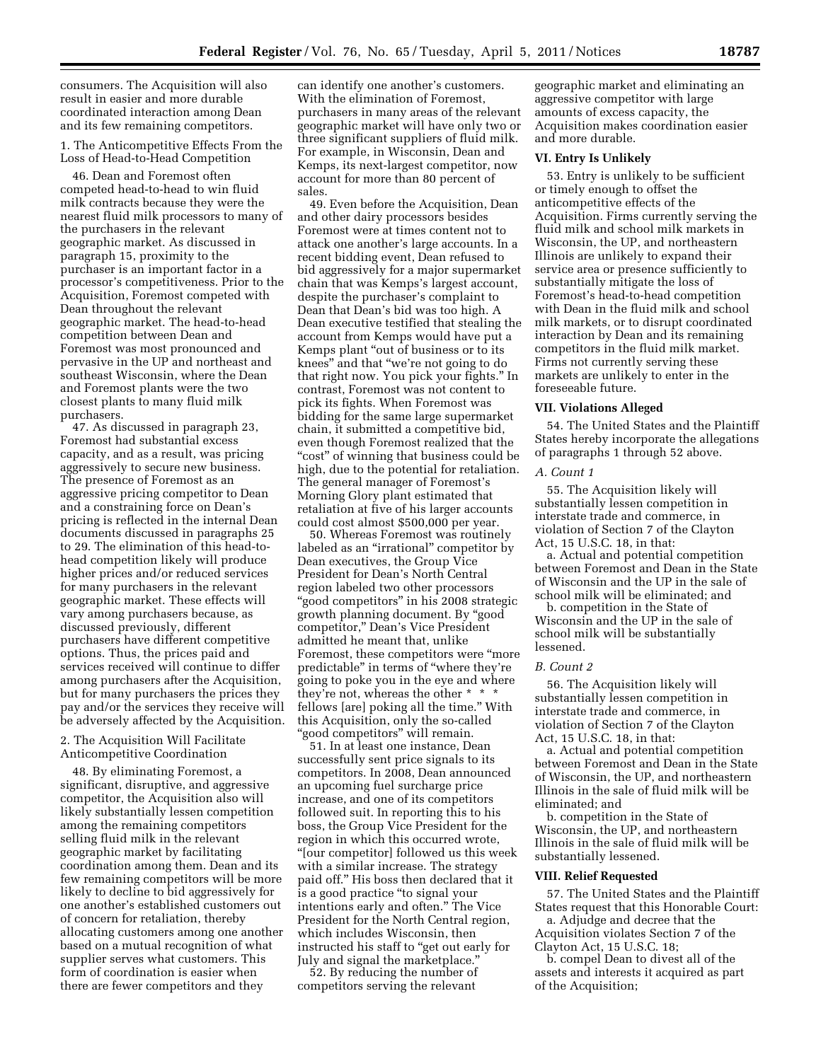consumers. The Acquisition will also result in easier and more durable coordinated interaction among Dean and its few remaining competitors.

1. The Anticompetitive Effects From the Loss of Head-to-Head Competition

46. Dean and Foremost often competed head-to-head to win fluid milk contracts because they were the nearest fluid milk processors to many of the purchasers in the relevant geographic market. As discussed in paragraph 15, proximity to the purchaser is an important factor in a processor's competitiveness. Prior to the Acquisition, Foremost competed with Dean throughout the relevant geographic market. The head-to-head competition between Dean and Foremost was most pronounced and pervasive in the UP and northeast and southeast Wisconsin, where the Dean and Foremost plants were the two closest plants to many fluid milk purchasers.

47. As discussed in paragraph 23, Foremost had substantial excess capacity, and as a result, was pricing aggressively to secure new business. The presence of Foremost as an aggressive pricing competitor to Dean and a constraining force on Dean's pricing is reflected in the internal Dean documents discussed in paragraphs 25 to 29. The elimination of this head-to-head competition likely will produce higher prices and/or reduced services for many purchasers in the relevant geographic market. These effects will vary among purchasers because, as discussed previously, different purchasers have different competitive options. Thus, the prices paid and services received will continue to differ among purchasers after the Acquisition, but for many purchasers the prices they pay and/or the services they receive will be adversely affected by the Acquisition.

2. The Acquisition Will Facilitate Anticompetitive Coordination

48. By eliminating Foremost, a significant, disruptive, and aggressive competitor, the Acquisition also will likely substantially lessen competition among the remaining competitors selling fluid milk in the relevant geographic market by facilitating coordination among them. Dean and its few remaining competitors will be more likely to decline to bid aggressively for one another's established customers out of concern for retaliation, thereby allocating customers among one another based on a mutual recognition of what supplier serves what customers. This form of coordination is easier when there are fewer competitors and they can identify one another's customers. With the elimination of Foremost, purchasers in many areas of the relevant geographic market will have only two or three significant suppliers of fluid milk. For example, in Wisconsin, Dean and Kemps, its next-largest competitor, now account for more than 80 percent of sales.

49. Even before the Acquisition, Dean and other dairy processors besides Foremost were at times content not to attack one another's large accounts. In a recent bidding event, Dean refused to bid aggressively for a major supermarket chain that was Kemps's largest account, despite the purchaser's complaint to Dean that Dean's bid was too high. A Dean executive testified that stealing the account from Kemps would have put a Kemps plant "out of business or to its knees" and that "we're not going to do that right now. You pick your fights." In contrast, Foremost was not content to pick its fights. When Foremost was bidding for the same large supermarket chain, it submitted a competitive bid, even though Foremost realized that the "cost" of winning that business could be high, due to the potential for retaliation. The general manager of Foremost's Morning Glory plant estimated that retaliation at five of his larger accounts could cost almost $500,000 per year.

50. Whereas Foremost was routinely labeled as an "irrational" competitor by Dean executives, the Group Vice President for Dean's North Central region labeled two other processors "good competitors" in his 2008 strategic growth planning document. By "good competitor," Dean's Vice President admitted he meant that, unlike Foremost, these competitors were "more predictable" in terms of "where they're going to poke you in the eye and where they're not, whereas the other * * * fellows [are] poking all the time." With this Acquisition, only the so-called "good competitors" will remain.

51. In at least one instance, Dean successfully sent price signals to its competitors. In 2008, Dean announced an upcoming fuel surcharge price increase, and one of its competitors followed suit. In reporting this to his boss, the Group Vice President for the region in which this occurred wrote, "[our competitor] followed us this week with a similar increase. The strategy paid off." His boss then declared that it is a good practice "to signal your intentions early and often." The Vice President for the North Central region, which includes Wisconsin, then instructed his staff to "get out early for July and signal the marketplace."

52. By reducing the number of competitors serving the relevant geographic market and eliminating an aggressive competitor with large amounts of excess capacity, the Acquisition makes coordination easier and more durable.

### VI. Entry Is Unlikely

53. Entry is unlikely to be sufficient or timely enough to offset the anticompetitive effects of the Acquisition. Firms currently serving the fluid milk and school milk markets in Wisconsin, the UP, and northeastern Illinois are unlikely to expand their service area or presence sufficiently to substantially mitigate the loss of Foremost's head-to-head competition with Dean in the fluid milk and school milk markets, or to disrupt coordinated interaction by Dean and its remaining competitors in the fluid milk market. Firms not currently serving these markets are unlikely to enter in the foreseeable future.

### VII. Violations Alleged

54. The United States and the Plaintiff States hereby incorporate the allegations of paragraphs 1 through 52 above.

*A. Count 1*

55. The Acquisition likely will substantially lessen competition in interstate trade and commerce, in violation of Section 7 of the Clayton Act, 15 U.S.C. 18, in that:

a. Actual and potential competition between Foremost and Dean in the State of Wisconsin and the UP in the sale of school milk will be eliminated; and

b. competition in the State of Wisconsin and the UP in the sale of school milk will be substantially lessened.

*B. Count 2*

56. The Acquisition likely will substantially lessen competition in interstate trade and commerce, in violation of Section 7 of the Clayton Act, 15 U.S.C. 18, in that:

a. Actual and potential competition between Foremost and Dean in the State of Wisconsin, the UP, and northeastern Illinois in the sale of fluid milk will be eliminated; and

b. competition in the State of Wisconsin, the UP, and northeastern Illinois in the sale of fluid milk will be substantially lessened.

### VIII. Relief Requested

57. The United States and the Plaintiff States request that this Honorable Court:

a. Adjudge and decree that the Acquisition violates Section 7 of the Clayton Act, 15 U.S.C. 18;

b. compel Dean to divest all of the assets and interests it acquired as part of the Acquisition;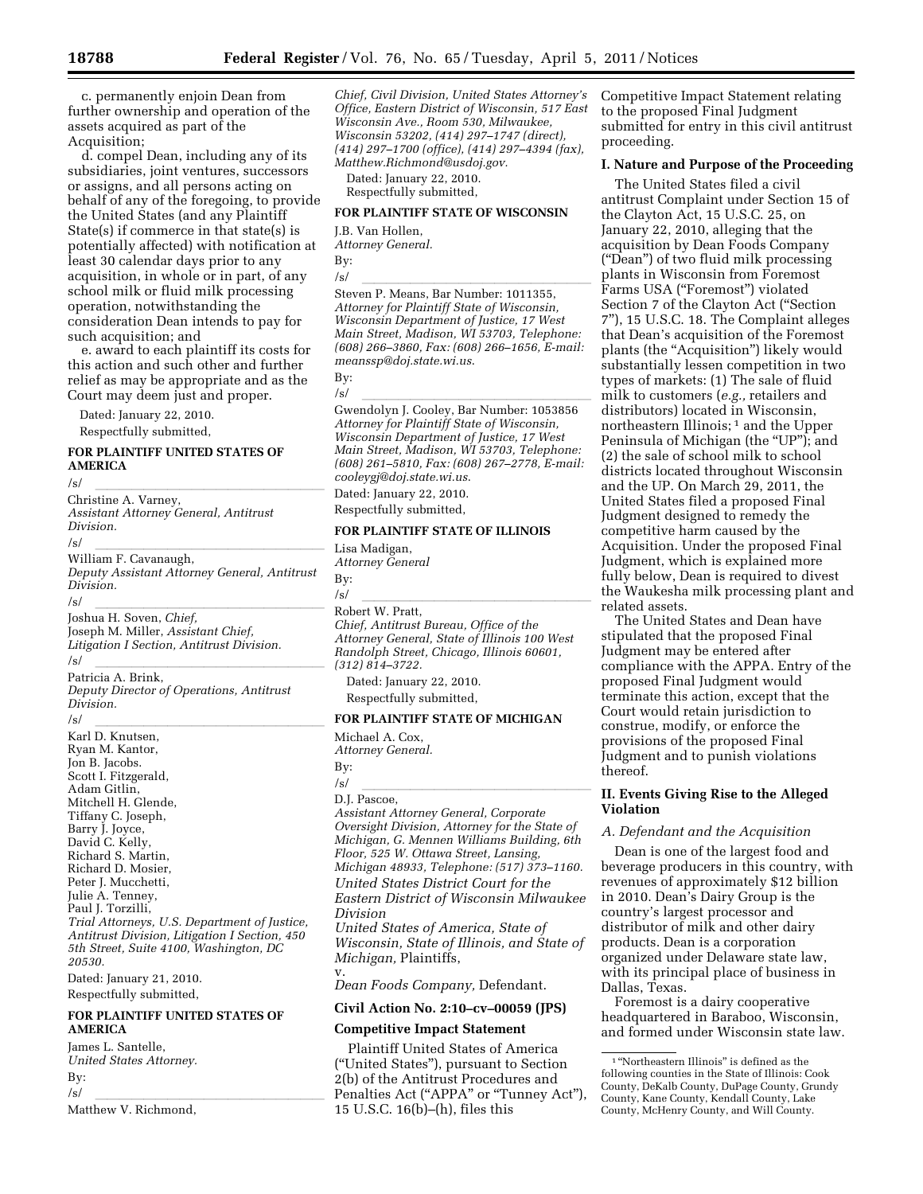c. permanently enjoin Dean from further ownership and operation of the assets acquired as part of the Acquisition;

d. compel Dean, including any of its subsidiaries, joint ventures, successors or assigns, and all persons acting on behalf of any of the foregoing, to provide the United States (and any Plaintiff State(s) if commerce in that state(s) is potentially affected) with notification at least 30 calendar days prior to any acquisition, in whole or in part, of any school milk or fluid milk processing operation, notwithstanding the consideration Dean intends to pay for such acquisition; and

e. award to each plaintiff its costs for this action and such other and further relief as may be appropriate and as the Court may deem just and proper.

Dated: January 22, 2010.

Respectfully submitted,

**FOR PLAINTIFF UNITED STATES OF AMERICA**

/s/

Christine A. Varney,
*Assistant Attorney General, Antitrust Division.*

/s/

William F. Cavanaugh,
*Deputy Assistant Attorney General, Antitrust Division.*

/s/

Joshua H. Soven, *Chief,*
Joseph M. Miller, *Assistant Chief, Litigation I Section, Antitrust Division.*

/s/

Patricia A. Brink,
*Deputy Director of Operations, Antitrust Division.*

/s/

Karl D. Knutsen,
Ryan M. Kantor,
Jon B. Jacobs.
Scott I. Fitzgerald,
Adam Gitlin,
Mitchell H. Glende,
Tiffany C. Joseph,
Barry J. Joyce,
David C. Kelly,
Richard S. Martin,
Richard D. Mosier,
Peter J. Mucchetti,
Julie A. Tenney,
Paul J. Torzilli,
*Trial Attorneys, U.S. Department of Justice, Antitrust Division, Litigation I Section, 450 5th Street, Suite 4100, Washington, DC 20530.*

Dated: January 21, 2010.

Respectfully submitted,

**FOR PLAINTIFF UNITED STATES OF AMERICA**

James L. Santelle,
*United States Attorney.*

By:

/s/

Matthew V. Richmond,
*Chief, Civil Division, United States Attorney's Office, Eastern District of Wisconsin, 517 East Wisconsin Ave., Room 530, Milwaukee, Wisconsin 53202, (414) 297–1747 (direct), (414) 297–1700 (office), (414) 297–4394 (fax), Matthew.Richmond@usdoj.gov.*

Dated: January 22, 2010.

Respectfully submitted,

**FOR PLAINTIFF STATE OF WISCONSIN**

J.B. Van Hollen,
*Attorney General.*

By:

/s/

Steven P. Means, Bar Number: 1011355,
*Attorney for Plaintiff State of Wisconsin, Wisconsin Department of Justice, 17 West Main Street, Madison, WI 53703, Telephone: (608) 266–3860, Fax: (608) 266–1656, E-mail: meanssp@doj.state.wi.us.*

By:

/s/

Gwendolyn J. Cooley, Bar Number: 1053856
*Attorney for Plaintiff State of Wisconsin, Wisconsin Department of Justice, 17 West Main Street, Madison, WI 53703, Telephone: (608) 261–5810, Fax: (608) 267–2778, E-mail: cooleygj@doj.state.wi.us.*

Dated: January 22, 2010.

Respectfully submitted,

**FOR PLAINTIFF STATE OF ILLINOIS**

Lisa Madigan,
*Attorney General*

By:

/s/

Robert W. Pratt,
*Chief, Antitrust Bureau, Office of the Attorney General, State of Illinois 100 West Randolph Street, Chicago, Illinois 60601, (312) 814–3722.*

Dated: January 22, 2010.

Respectfully submitted,

**FOR PLAINTIFF STATE OF MICHIGAN**

Michael A. Cox,
*Attorney General.*

By:

/s/

D.J. Pascoe,
*Assistant Attorney General, Corporate Oversight Division, Attorney for the State of Michigan, G. Mennen Williams Building, 6th Floor, 525 W. Ottawa Street, Lansing, Michigan 48933, Telephone: (517) 373–1160.*

*United States District Court for the Eastern District of Wisconsin Milwaukee Division*

*United States of America, State of Wisconsin, State of Illinois, and State of Michigan,* Plaintiffs,

v.

*Dean Foods Company,* Defendant.

**Civil Action No. 2:10–cv–00059 (JPS)**

## Competitive Impact Statement

Plaintiff United States of America ("United States"), pursuant to Section 2(b) of the Antitrust Procedures and Penalties Act ("APPA" or "Tunney Act"), 15 U.S.C. 16(b)–(h), files this Competitive Impact Statement relating to the proposed Final Judgment submitted for entry in this civil antitrust proceeding.

### I. Nature and Purpose of the Proceeding

The United States filed a civil antitrust Complaint under Section 15 of the Clayton Act, 15 U.S.C. 25, on January 22, 2010, alleging that the acquisition by Dean Foods Company ("Dean") of two fluid milk processing plants in Wisconsin from Foremost Farms USA ("Foremost") violated Section 7 of the Clayton Act ("Section 7"), 15 U.S.C. 18. The Complaint alleges that Dean's acquisition of the Foremost plants (the "Acquisition") likely would substantially lessen competition in two types of markets: (1) The sale of fluid milk to customers (*e.g.,* retailers and distributors) located in Wisconsin, northeastern Illinois;[1] and the Upper Peninsula of Michigan (the "UP"); and (2) the sale of school milk to school districts located throughout Wisconsin and the UP. On March 29, 2011, the United States filed a proposed Final Judgment designed to remedy the competitive harm caused by the Acquisition. Under the proposed Final Judgment, which is explained more fully below, Dean is required to divest the Waukesha milk processing plant and related assets.

The United States and Dean have stipulated that the proposed Final Judgment may be entered after compliance with the APPA. Entry of the proposed Final Judgment would terminate this action, except that the Court would retain jurisdiction to construe, modify, or enforce the provisions of the proposed Final Judgment and to punish violations thereof.

### II. Events Giving Rise to the Alleged Violation

#### *A. Defendant and the Acquisition*

Dean is one of the largest food and beverage producers in this country, with revenues of approximately $12 billion in 2010. Dean's Dairy Group is the country's largest processor and distributor of milk and other dairy products. Dean is a corporation organized under Delaware state law, with its principal place of business in Dallas, Texas.

Foremost is a dairy cooperative headquartered in Baraboo, Wisconsin, and formed under Wisconsin state law.

[1] "Northeastern Illinois" is defined as the following counties in the State of Illinois: Cook County, DeKalb County, DuPage County, Grundy County, Kane County, Kendall County, Lake County, McHenry County, and Will County.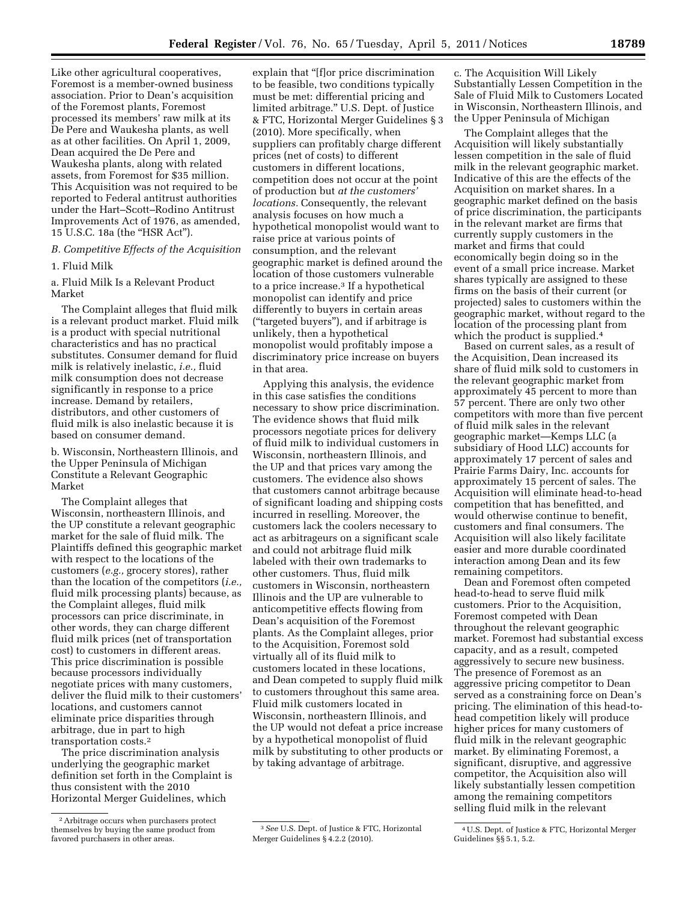Like other agricultural cooperatives, Foremost is a member-owned business association. Prior to Dean's acquisition of the Foremost plants, Foremost processed its members' raw milk at its De Pere and Waukesha plants, as well as at other facilities. On April 1, 2009, Dean acquired the De Pere and Waukesha plants, along with related assets, from Foremost for $35 million. This Acquisition was not required to be reported to Federal antitrust authorities under the Hart–Scott–Rodino Antitrust Improvements Act of 1976, as amended, 15 U.S.C. 18a (the "HSR Act").

*B. Competitive Effects of the Acquisition*

1. Fluid Milk

a. Fluid Milk Is a Relevant Product Market

The Complaint alleges that fluid milk is a relevant product market. Fluid milk is a product with special nutritional characteristics and has no practical substitutes. Consumer demand for fluid milk is relatively inelastic, *i.e.,* fluid milk consumption does not decrease significantly in response to a price increase. Demand by retailers, distributors, and other customers of fluid milk is also inelastic because it is based on consumer demand.

b. Wisconsin, Northeastern Illinois, and the Upper Peninsula of Michigan Constitute a Relevant Geographic Market

The Complaint alleges that Wisconsin, northeastern Illinois, and the UP constitute a relevant geographic market for the sale of fluid milk. The Plaintiffs defined this geographic market with respect to the locations of the customers (*e.g.,* grocery stores), rather than the location of the competitors (*i.e.,* fluid milk processing plants) because, as the Complaint alleges, fluid milk processors can price discriminate, in other words, they can charge different fluid milk prices (net of transportation cost) to customers in different areas. This price discrimination is possible because processors individually negotiate prices with many customers, deliver the fluid milk to their customers' locations, and customers cannot eliminate price disparities through arbitrage, due in part to high transportation costs.[2]

The price discrimination analysis underlying the geographic market definition set forth in the Complaint is thus consistent with the 2010 Horizontal Merger Guidelines, which explain that "[f]or price discrimination to be feasible, two conditions typically must be met: differential pricing and limited arbitrage." U.S. Dept. of Justice & FTC, Horizontal Merger Guidelines § 3 (2010). More specifically, when suppliers can profitably charge different prices (net of costs) to different customers in different locations, competition does not occur at the point of production but *at the customers' locations.* Consequently, the relevant analysis focuses on how much a hypothetical monopolist would want to raise price at various points of consumption, and the relevant geographic market is defined around the location of those customers vulnerable to a price increase.[3] If a hypothetical monopolist can identify and price differently to buyers in certain areas ("targeted buyers"), and if arbitrage is unlikely, then a hypothetical monopolist would profitably impose a discriminatory price increase on buyers in that area.

Applying this analysis, the evidence in this case satisfies the conditions necessary to show price discrimination. The evidence shows that fluid milk processors negotiate prices for delivery of fluid milk to individual customers in Wisconsin, northeastern Illinois, and the UP and that prices vary among the customers. The evidence also shows that customers cannot arbitrage because of significant loading and shipping costs incurred in reselling. Moreover, the customers lack the coolers necessary to act as arbitrageurs on a significant scale and could not arbitrage fluid milk labeled with their own trademarks to other customers. Thus, fluid milk customers in Wisconsin, northeastern Illinois and the UP are vulnerable to anticompetitive effects flowing from Dean's acquisition of the Foremost plants. As the Complaint alleges, prior to the Acquisition, Foremost sold virtually all of its fluid milk to customers located in these locations, and Dean competed to supply fluid milk to customers throughout this same area. Fluid milk customers located in Wisconsin, northeastern Illinois, and the UP would not defeat a price increase by a hypothetical monopolist of fluid milk by substituting to other products or by taking advantage of arbitrage.

c. The Acquisition Will Likely Substantially Lessen Competition in the Sale of Fluid Milk to Customers Located in Wisconsin, Northeastern Illinois, and the Upper Peninsula of Michigan

The Complaint alleges that the Acquisition will likely substantially lessen competition in the sale of fluid milk in the relevant geographic market. Indicative of this are the effects of the Acquisition on market shares. In a geographic market defined on the basis of price discrimination, the participants in the relevant market are firms that currently supply customers in the market and firms that could economically begin doing so in the event of a small price increase. Market shares typically are assigned to these firms on the basis of their current (or projected) sales to customers within the geographic market, without regard to the location of the processing plant from which the product is supplied.[4]

Based on current sales, as a result of the Acquisition, Dean increased its share of fluid milk sold to customers in the relevant geographic market from approximately 45 percent to more than 57 percent. There are only two other competitors with more than five percent of fluid milk sales in the relevant geographic market—Kemps LLC (a subsidiary of Hood LLC) accounts for approximately 17 percent of sales and Prairie Farms Dairy, Inc. accounts for approximately 15 percent of sales. The Acquisition will eliminate head-to-head competition that has benefitted, and would otherwise continue to benefit, customers and final consumers. The Acquisition will also likely facilitate easier and more durable coordinated interaction among Dean and its few remaining competitors.

Dean and Foremost often competed head-to-head to serve fluid milk customers. Prior to the Acquisition, Foremost competed with Dean throughout the relevant geographic market. Foremost had substantial excess capacity, and as a result, competed aggressively to secure new business. The presence of Foremost as an aggressive pricing competitor to Dean served as a constraining force on Dean's pricing. The elimination of this head-to-head competition likely will produce higher prices for many customers of fluid milk in the relevant geographic market. By eliminating Foremost, a significant, disruptive, and aggressive competitor, the Acquisition also will likely substantially lessen competition among the remaining competitors selling fluid milk in the relevant

---

[2] Arbitrage occurs when purchasers protect themselves by buying the same product from favored purchasers in other areas.

[3] *See* U.S. Dept. of Justice & FTC, Horizontal Merger Guidelines § 4.2.2 (2010).

[4] U.S. Dept. of Justice & FTC, Horizontal Merger Guidelines §§ 5.1, 5.2.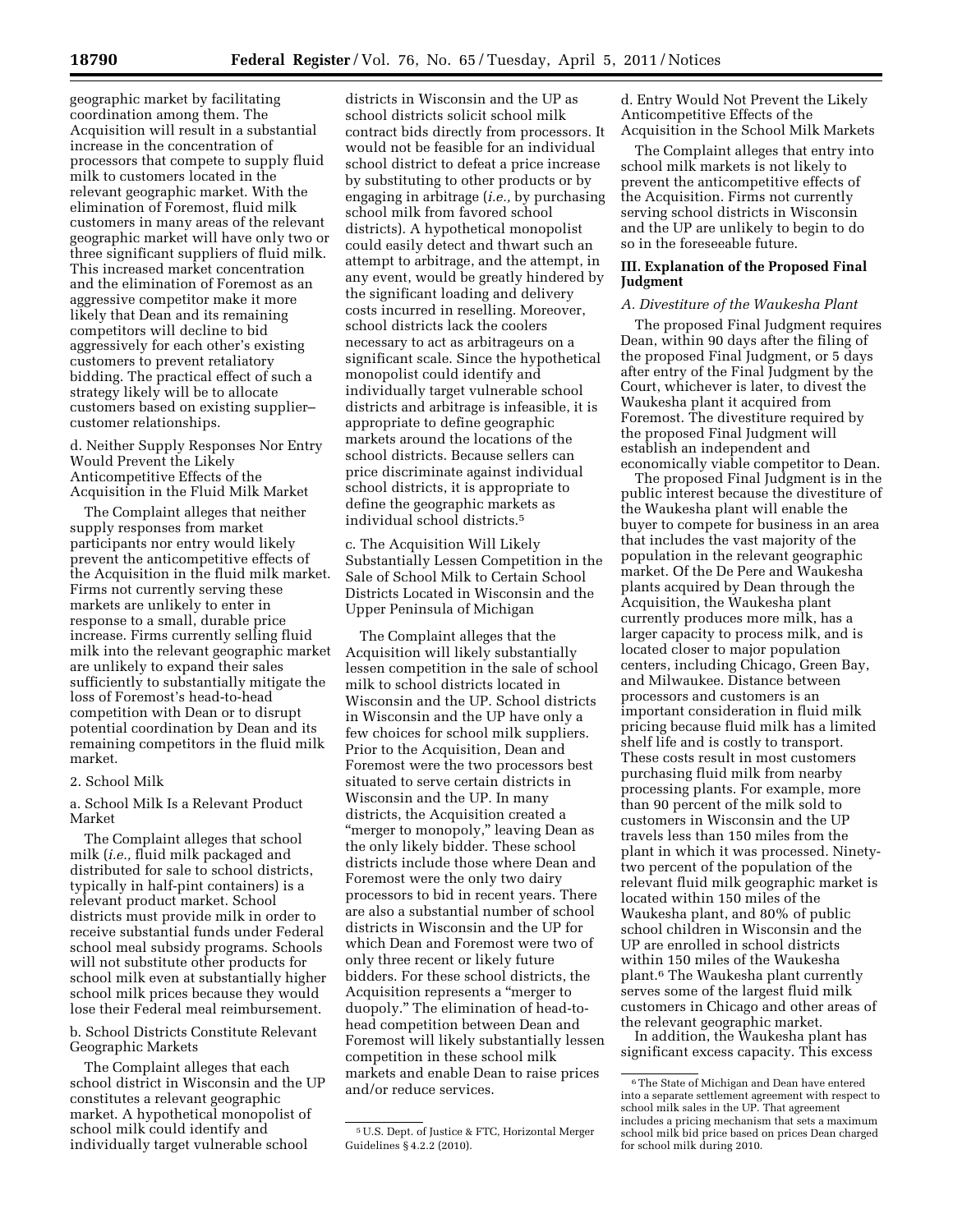geographic market by facilitating coordination among them. The Acquisition will result in a substantial increase in the concentration of processors that compete to supply fluid milk to customers located in the relevant geographic market. With the elimination of Foremost, fluid milk customers in many areas of the relevant geographic market will have only two or three significant suppliers of fluid milk. This increased market concentration and the elimination of Foremost as an aggressive competitor make it more likely that Dean and its remaining competitors will decline to bid aggressively for each other's existing customers to prevent retaliatory bidding. The practical effect of such a strategy likely will be to allocate customers based on existing supplier–customer relationships.

d. Neither Supply Responses Nor Entry Would Prevent the Likely Anticompetitive Effects of the Acquisition in the Fluid Milk Market

The Complaint alleges that neither supply responses from market participants nor entry would likely prevent the anticompetitive effects of the Acquisition in the fluid milk market. Firms not currently serving these markets are unlikely to enter in response to a small, durable price increase. Firms currently selling fluid milk into the relevant geographic market are unlikely to expand their sales sufficiently to substantially mitigate the loss of Foremost's head-to-head competition with Dean or to disrupt potential coordination by Dean and its remaining competitors in the fluid milk market.

2. School Milk

a. School Milk Is a Relevant Product Market

The Complaint alleges that school milk (*i.e.,* fluid milk packaged and distributed for sale to school districts, typically in half-pint containers) is a relevant product market. School districts must provide milk in order to receive substantial funds under Federal school meal subsidy programs. Schools will not substitute other products for school milk even at substantially higher school milk prices because they would lose their Federal meal reimbursement.

b. School Districts Constitute Relevant Geographic Markets

The Complaint alleges that each school district in Wisconsin and the UP constitutes a relevant geographic market. A hypothetical monopolist of school milk could identify and individually target vulnerable school districts in Wisconsin and the UP as school districts solicit school milk contract bids directly from processors. It would not be feasible for an individual school district to defeat a price increase by substituting to other products or by engaging in arbitrage (*i.e.,* by purchasing school milk from favored school districts). A hypothetical monopolist could easily detect and thwart such an attempt to arbitrage, and the attempt, in any event, would be greatly hindered by the significant loading and delivery costs incurred in reselling. Moreover, school districts lack the coolers necessary to act as arbitrageurs on a significant scale. Since the hypothetical monopolist could identify and individually target vulnerable school districts and arbitrage is infeasible, it is appropriate to define geographic markets around the locations of the school districts. Because sellers can price discriminate against individual school districts, it is appropriate to define the geographic markets as individual school districts.[5]

c. The Acquisition Will Likely Substantially Lessen Competition in the Sale of School Milk to Certain School Districts Located in Wisconsin and the Upper Peninsula of Michigan

The Complaint alleges that the Acquisition will likely substantially lessen competition in the sale of school milk to school districts located in Wisconsin and the UP. School districts in Wisconsin and the UP have only a few choices for school milk suppliers. Prior to the Acquisition, Dean and Foremost were the two processors best situated to serve certain districts in Wisconsin and the UP. In many districts, the Acquisition created a "merger to monopoly," leaving Dean as the only likely bidder. These school districts include those where Dean and Foremost were the only two dairy processors to bid in recent years. There are also a substantial number of school districts in Wisconsin and the UP for which Dean and Foremost were two of only three recent or likely future bidders. For these school districts, the Acquisition represents a "merger to duopoly." The elimination of head-to-head competition between Dean and Foremost will likely substantially lessen competition in these school milk markets and enable Dean to raise prices and/or reduce services.

d. Entry Would Not Prevent the Likely Anticompetitive Effects of the Acquisition in the School Milk Markets

The Complaint alleges that entry into school milk markets is not likely to prevent the anticompetitive effects of the Acquisition. Firms not currently serving school districts in Wisconsin and the UP are unlikely to begin to do so in the foreseeable future.

### III. Explanation of the Proposed Final Judgment

*A. Divestiture of the Waukesha Plant*

The proposed Final Judgment requires Dean, within 90 days after the filing of the proposed Final Judgment, or 5 days after entry of the Final Judgment by the Court, whichever is later, to divest the Waukesha plant it acquired from Foremost. The divestiture required by the proposed Final Judgment will establish an independent and economically viable competitor to Dean.

The proposed Final Judgment is in the public interest because the divestiture of the Waukesha plant will enable the buyer to compete for business in an area that includes the vast majority of the population in the relevant geographic market. Of the De Pere and Waukesha plants acquired by Dean through the Acquisition, the Waukesha plant currently produces more milk, has a larger capacity to process milk, and is located closer to major population centers, including Chicago, Green Bay, and Milwaukee. Distance between processors and customers is an important consideration in fluid milk pricing because fluid milk has a limited shelf life and is costly to transport. These costs result in most customers purchasing fluid milk from nearby processing plants. For example, more than 90 percent of the milk sold to customers in Wisconsin and the UP travels less than 150 miles from the plant in which it was processed. Ninety-two percent of the population of the relevant fluid milk geographic market is located within 150 miles of the Waukesha plant, and 80% of public school children in Wisconsin and the UP are enrolled in school districts within 150 miles of the Waukesha plant.[6] The Waukesha plant currently serves some of the largest fluid milk customers in Chicago and other areas of the relevant geographic market.

In addition, the Waukesha plant has significant excess capacity. This excess

[5] U.S. Dept. of Justice & FTC, Horizontal Merger Guidelines § 4.2.2 (2010).

[6] The State of Michigan and Dean have entered into a separate settlement agreement with respect to school milk sales in the UP. That agreement includes a pricing mechanism that sets a maximum school milk bid price based on prices Dean charged for school milk during 2010.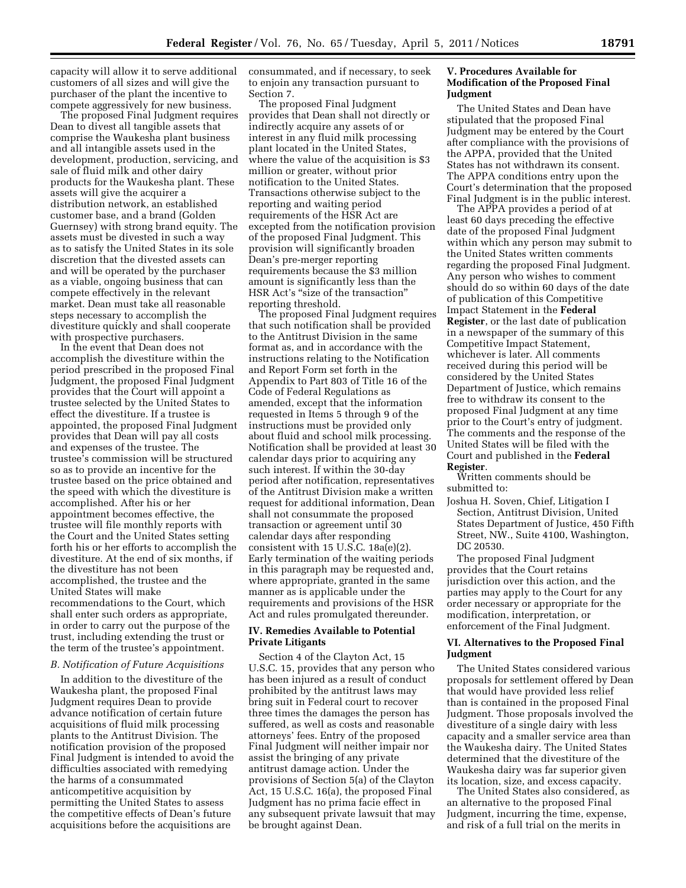capacity will allow it to serve additional customers of all sizes and will give the purchaser of the plant the incentive to compete aggressively for new business.

The proposed Final Judgment requires Dean to divest all tangible assets that comprise the Waukesha plant business and all intangible assets used in the development, production, servicing, and sale of fluid milk and other dairy products for the Waukesha plant. These assets will give the acquirer a distribution network, an established customer base, and a brand (Golden Guernsey) with strong brand equity. The assets must be divested in such a way as to satisfy the United States in its sole discretion that the divested assets can and will be operated by the purchaser as a viable, ongoing business that can compete effectively in the relevant market. Dean must take all reasonable steps necessary to accomplish the divestiture quickly and shall cooperate with prospective purchasers.

In the event that Dean does not accomplish the divestiture within the period prescribed in the proposed Final Judgment, the proposed Final Judgment provides that the Court will appoint a trustee selected by the United States to effect the divestiture. If a trustee is appointed, the proposed Final Judgment provides that Dean will pay all costs and expenses of the trustee. The trustee's commission will be structured so as to provide an incentive for the trustee based on the price obtained and the speed with which the divestiture is accomplished. After his or her appointment becomes effective, the trustee will file monthly reports with the Court and the United States setting forth his or her efforts to accomplish the divestiture. At the end of six months, if the divestiture has not been accomplished, the trustee and the United States will make recommendations to the Court, which shall enter such orders as appropriate, in order to carry out the purpose of the trust, including extending the trust or the term of the trustee's appointment.

### *B. Notification of Future Acquisitions*

In addition to the divestiture of the Waukesha plant, the proposed Final Judgment requires Dean to provide advance notification of certain future acquisitions of fluid milk processing plants to the Antitrust Division. The notification provision of the proposed Final Judgment is intended to avoid the difficulties associated with remedying the harms of a consummated anticompetitive acquisition by permitting the United States to assess the competitive effects of Dean's future acquisitions before the acquisitions are consummated, and if necessary, to seek to enjoin any transaction pursuant to Section 7.

The proposed Final Judgment provides that Dean shall not directly or indirectly acquire any assets of or interest in any fluid milk processing plant located in the United States, where the value of the acquisition is $3 million or greater, without prior notification to the United States. Transactions otherwise subject to the reporting and waiting period requirements of the HSR Act are excepted from the notification provision of the proposed Final Judgment. This provision will significantly broaden Dean's pre-merger reporting requirements because the $3 million amount is significantly less than the HSR Act's "size of the transaction" reporting threshold.

The proposed Final Judgment requires that such notification shall be provided to the Antitrust Division in the same format as, and in accordance with the instructions relating to the Notification and Report Form set forth in the Appendix to Part 803 of Title 16 of the Code of Federal Regulations as amended, except that the information requested in Items 5 through 9 of the instructions must be provided only about fluid and school milk processing. Notification shall be provided at least 30 calendar days prior to acquiring any such interest. If within the 30-day period after notification, representatives of the Antitrust Division make a written request for additional information, Dean shall not consummate the proposed transaction or agreement until 30 calendar days after responding consistent with 15 U.S.C. 18a(e)(2). Early termination of the waiting periods in this paragraph may be requested and, where appropriate, granted in the same manner as is applicable under the requirements and provisions of the HSR Act and rules promulgated thereunder.

## IV. Remedies Available to Potential Private Litigants

Section 4 of the Clayton Act, 15 U.S.C. 15, provides that any person who has been injured as a result of conduct prohibited by the antitrust laws may bring suit in Federal court to recover three times the damages the person has suffered, as well as costs and reasonable attorneys' fees. Entry of the proposed Final Judgment will neither impair nor assist the bringing of any private antitrust damage action. Under the provisions of Section 5(a) of the Clayton Act, 15 U.S.C. 16(a), the proposed Final Judgment has no prima facie effect in any subsequent private lawsuit that may be brought against Dean.

## V. Procedures Available for Modification of the Proposed Final Judgment

The United States and Dean have stipulated that the proposed Final Judgment may be entered by the Court after compliance with the provisions of the APPA, provided that the United States has not withdrawn its consent. The APPA conditions entry upon the Court's determination that the proposed Final Judgment is in the public interest.

The APPA provides a period of at least 60 days preceding the effective date of the proposed Final Judgment within which any person may submit to the United States written comments regarding the proposed Final Judgment. Any person who wishes to comment should do so within 60 days of the date of publication of this Competitive Impact Statement in the **Federal Register**, or the last date of publication in a newspaper of the summary of this Competitive Impact Statement, whichever is later. All comments received during this period will be considered by the United States Department of Justice, which remains free to withdraw its consent to the proposed Final Judgment at any time prior to the Court's entry of judgment. The comments and the response of the United States will be filed with the Court and published in the **Federal Register**.

Written comments should be submitted to:

Joshua H. Soven, Chief, Litigation I Section, Antitrust Division, United States Department of Justice, 450 Fifth Street, NW., Suite 4100, Washington, DC 20530.

The proposed Final Judgment provides that the Court retains jurisdiction over this action, and the parties may apply to the Court for any order necessary or appropriate for the modification, interpretation, or enforcement of the Final Judgment.

## VI. Alternatives to the Proposed Final Judgment

The United States considered various proposals for settlement offered by Dean that would have provided less relief than is contained in the proposed Final Judgment. Those proposals involved the divestiture of a single dairy with less capacity and a smaller service area than the Waukesha dairy. The United States determined that the divestiture of the Waukesha dairy was far superior given its location, size, and excess capacity.

The United States also considered, as an alternative to the proposed Final Judgment, incurring the time, expense, and risk of a full trial on the merits in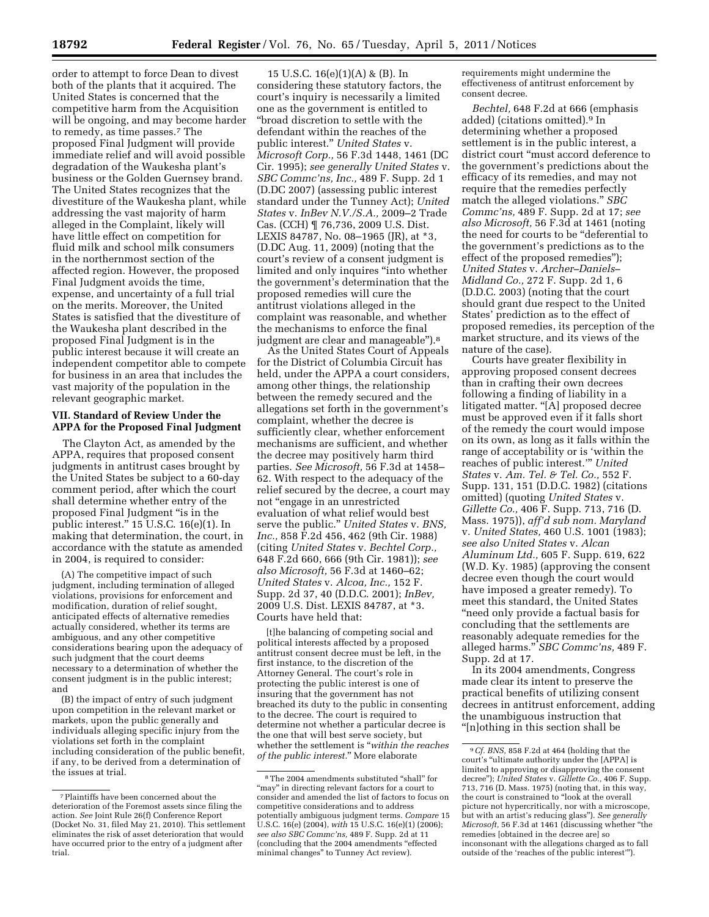order to attempt to force Dean to divest both of the plants that it acquired. The United States is concerned that the competitive harm from the Acquisition will be ongoing, and may become harder to remedy, as time passes.[7] The proposed Final Judgment will provide immediate relief and will avoid possible degradation of the Waukesha plant's business or the Golden Guernsey brand. The United States recognizes that the divestiture of the Waukesha plant, while addressing the vast majority of harm alleged in the Complaint, likely will have little effect on competition for fluid milk and school milk consumers in the northernmost section of the affected region. However, the proposed Final Judgment avoids the time, expense, and uncertainty of a full trial on the merits. Moreover, the United States is satisfied that the divestiture of the Waukesha plant described in the proposed Final Judgment is in the public interest because it will create an independent competitor able to compete for business in an area that includes the vast majority of the population in the relevant geographic market.

## VII. Standard of Review Under the APPA for the Proposed Final Judgment

The Clayton Act, as amended by the APPA, requires that proposed consent judgments in antitrust cases brought by the United States be subject to a 60-day comment period, after which the court shall determine whether entry of the proposed Final Judgment "is in the public interest." 15 U.S.C. 16(e)(1). In making that determination, the court, in accordance with the statute as amended in 2004, is required to consider:

> (A) The competitive impact of such judgment, including termination of alleged violations, provisions for enforcement and modification, duration of relief sought, anticipated effects of alternative remedies actually considered, whether its terms are ambiguous, and any other competitive considerations bearing upon the adequacy of such judgment that the court deems necessary to a determination of whether the consent judgment is in the public interest; and
>
> (B) the impact of entry of such judgment upon competition in the relevant market or markets, upon the public generally and individuals alleging specific injury from the violations set forth in the complaint including consideration of the public benefit, if any, to be derived from a determination of the issues at trial.

15 U.S.C. 16(e)(1)(A) & (B). In considering these statutory factors, the court's inquiry is necessarily a limited one as the government is entitled to "broad discretion to settle with the defendant within the reaches of the public interest." *United States* v. *Microsoft Corp.,* 56 F.3d 1448, 1461 (DC Cir. 1995); *see generally United States* v. *SBC Commc'ns, Inc.,* 489 F. Supp. 2d 1 (D.DC 2007) (assessing public interest standard under the Tunney Act); *United States* v. *InBev N.V./S.A.,* 2009–2 Trade Cas. (CCH) ¶ 76,736, 2009 U.S. Dist. LEXIS 84787, No. 08–1965 (JR), at *3, (D.DC Aug. 11, 2009) (noting that the court's review of a consent judgment is limited and only inquires "into whether the government's determination that the proposed remedies will cure the antitrust violations alleged in the complaint was reasonable, and whether the mechanisms to enforce the final judgment are clear and manageable").[8]

As the United States Court of Appeals for the District of Columbia Circuit has held, under the APPA a court considers, among other things, the relationship between the remedy secured and the allegations set forth in the government's complaint, whether the decree is sufficiently clear, whether enforcement mechanisms are sufficient, and whether the decree may positively harm third parties. *See Microsoft,* 56 F.3d at 1458–62. With respect to the adequacy of the relief secured by the decree, a court may not "engage in an unrestricted evaluation of what relief would best serve the public." *United States* v. *BNS, Inc.,* 858 F.2d 456, 462 (9th Cir. 1988) (citing *United States* v. *Bechtel Corp.,* 648 F.2d 660, 666 (9th Cir. 1981)); *see also Microsoft,* 56 F.3d at 1460–62; *United States* v. *Alcoa, Inc.,* 152 F. Supp. 2d 37, 40 (D.D.C. 2001); *InBev,* 2009 U.S. Dist. LEXIS 84787, at *3. Courts have held that:

> [t]he balancing of competing social and political interests affected by a proposed antitrust consent decree must be left, in the first instance, to the discretion of the Attorney General. The court's role in protecting the public interest is one of insuring that the government has not breached its duty to the public in consenting to the decree. The court is required to determine not whether a particular decree is the one that will best serve society, but whether the settlement is "*within the reaches of the public interest.*" More elaborate requirements might undermine the effectiveness of antitrust enforcement by consent decree.

*Bechtel,* 648 F.2d at 666 (emphasis added) (citations omitted).[9] In determining whether a proposed settlement is in the public interest, a district court "must accord deference to the government's predictions about the efficacy of its remedies, and may not require that the remedies perfectly match the alleged violations." *SBC Commc'ns,* 489 F. Supp. 2d at 17; *see also Microsoft,* 56 F.3d at 1461 (noting the need for courts to be "deferential to the government's predictions as to the effect of the proposed remedies"); *United States* v. *Archer–Daniels–Midland Co.,* 272 F. Supp. 2d 1, 6 (D.D.C. 2003) (noting that the court should grant due respect to the United States' prediction as to the effect of proposed remedies, its perception of the market structure, and its views of the nature of the case).

Courts have greater flexibility in approving proposed consent decrees than in crafting their own decrees following a finding of liability in a litigated matter. "[A] proposed decree must be approved even if it falls short of the remedy the court would impose on its own, as long as it falls within the range of acceptability or is 'within the reaches of public interest.'" *United States* v. *Am. Tel. & Tel. Co.,* 552 F. Supp. 131, 151 (D.D.C. 1982) (citations omitted) (quoting *United States* v. *Gillette Co.,* 406 F. Supp. 713, 716 (D. Mass. 1975)), *aff'd sub nom. Maryland* v. *United States,* 460 U.S. 1001 (1983); *see also United States* v. *Alcan Aluminum Ltd.,* 605 F. Supp. 619, 622 (W.D. Ky. 1985) (approving the consent decree even though the court would have imposed a greater remedy). To meet this standard, the United States "need only provide a factual basis for concluding that the settlements are reasonably adequate remedies for the alleged harms." *SBC Commc'ns,* 489 F. Supp. 2d at 17.

In its 2004 amendments, Congress made clear its intent to preserve the practical benefits of utilizing consent decrees in antitrust enforcement, adding the unambiguous instruction that "[n]othing in this section shall be

---

[7] Plaintiffs have been concerned about the deterioration of the Foremost assets since filing the action. *See* Joint Rule 26(f) Conference Report (Docket No. 31, filed May 21, 2010). This settlement eliminates the risk of asset deterioration that would have occurred prior to the entry of a judgment after trial.

[8] The 2004 amendments substituted "shall" for "may" in directing relevant factors for a court to consider and amended the list of factors to focus on competitive considerations and to address potentially ambiguous judgment terms. *Compare* 15 U.S.C. 16(e) (2004), *with* 15 U.S.C. 16(e)(1) (2006); *see also SBC Commc'ns,* 489 F. Supp. 2d at 11 (concluding that the 2004 amendments "effected minimal changes" to Tunney Act review).

[9] *Cf. BNS,* 858 F.2d at 464 (holding that the court's "ultimate authority under the [APPA] is limited to approving or disapproving the consent decree"); *United States* v. *Gillette Co.,* 406 F. Supp. 713, 716 (D. Mass. 1975) (noting that, in this way, the court is constrained to "look at the overall picture not hypercritically, nor with a microscope, but with an artist's reducing glass"). *See generally Microsoft,* 56 F.3d at 1461 (discussing whether "the remedies [obtained in the decree are] so inconsonant with the allegations charged as to fall outside of the 'reaches of the public interest'").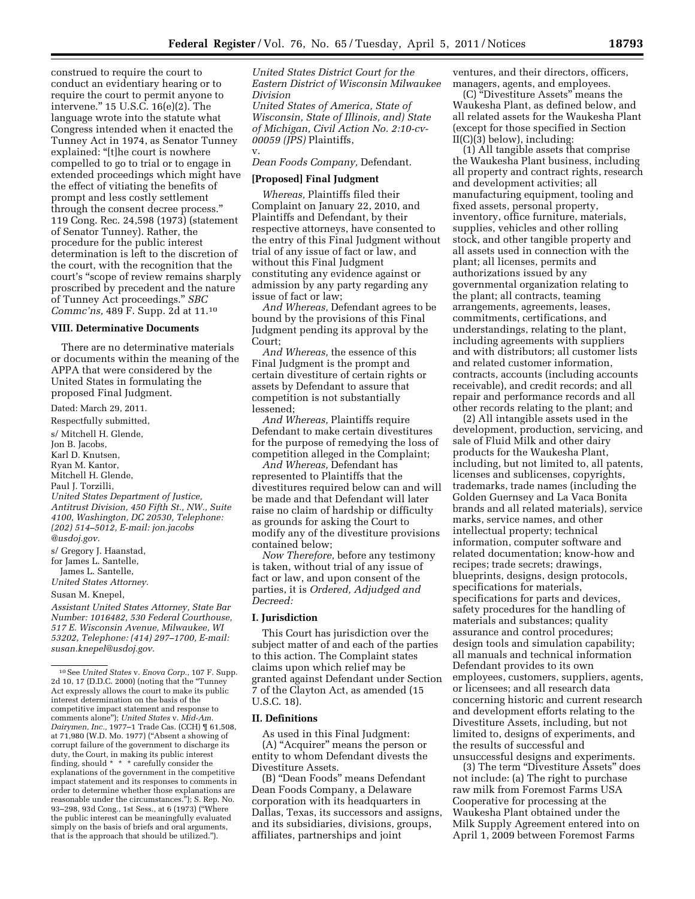construed to require the court to conduct an evidentiary hearing or to require the court to permit anyone to intervene." 15 U.S.C. 16(e)(2). The language wrote into the statute what Congress intended when it enacted the Tunney Act in 1974, as Senator Tunney explained: "[t]he court is nowhere compelled to go to trial or to engage in extended proceedings which might have the effect of vitiating the benefits of prompt and less costly settlement through the consent decree process." 119 Cong. Rec. 24,598 (1973) (statement of Senator Tunney). Rather, the procedure for the public interest determination is left to the discretion of the court, with the recognition that the court's "scope of review remains sharply proscribed by precedent and the nature of Tunney Act proceedings." *SBC Commc'ns,* 489 F. Supp. 2d at 11.[10]

## VIII. Determinative Documents

There are no determinative materials or documents within the meaning of the APPA that were considered by the United States in formulating the proposed Final Judgment.

Dated: March 29, 2011.

Respectfully submitted,

s/ Mitchell H. Glende,
Jon B. Jacobs,
Karl D. Knutsen,
Ryan M. Kantor,
Mitchell H. Glende,
Paul J. Torzilli,
*United States Department of Justice, Antitrust Division, 450 Fifth St., NW., Suite 4100, Washington, DC 20530, Telephone: (202) 514–5012, E-mail: jon.jacobs@usdoj.gov.*

s/ Gregory J. Haanstad,
for James L. Santelle,
James L. Santelle,
*United States Attorney.*

Susan M. Knepel,
*Assistant United States Attorney, State Bar Number: 1016482, 530 Federal Courthouse, 517 E. Wisconsin Avenue, Milwaukee, WI 53202, Telephone: (414) 297–1700, E-mail: susan.knepel@usdoj.gov.*

*United States District Court for the Eastern District of Wisconsin Milwaukee Division*

*United States of America, State of Wisconsin, State of Illinois, and) State of Michigan, Civil Action No. 2:10-cv-00059 (JPS)* Plaintiffs,

v.

*Dean Foods Company,* Defendant.

## [Proposed] Final Judgment

*Whereas,* Plaintiffs filed their Complaint on January 22, 2010, and Plaintiffs and Defendant, by their respective attorneys, have consented to the entry of this Final Judgment without trial of any issue of fact or law, and without this Final Judgment constituting any evidence against or admission by any party regarding any issue of fact or law;

*And Whereas,* Defendant agrees to be bound by the provisions of this Final Judgment pending its approval by the Court;

*And Whereas,* the essence of this Final Judgment is the prompt and certain divestiture of certain rights or assets by Defendant to assure that competition is not substantially lessened;

*And Whereas,* Plaintiffs require Defendant to make certain divestitures for the purpose of remedying the loss of competition alleged in the Complaint;

*And Whereas,* Defendant has represented to Plaintiffs that the divestitures required below can and will be made and that Defendant will later raise no claim of hardship or difficulty as grounds for asking the Court to modify any of the divestiture provisions contained below;

*Now Therefore,* before any testimony is taken, without trial of any issue of fact or law, and upon consent of the parties, it is *Ordered, Adjudged and Decreed:*

## I. Jurisdiction

This Court has jurisdiction over the subject matter of and each of the parties to this action. The Complaint states claims upon which relief may be granted against Defendant under Section 7 of the Clayton Act, as amended (15 U.S.C. 18).

## II. Definitions

As used in this Final Judgment:

(A) "Acquirer" means the person or entity to whom Defendant divests the Divestiture Assets.

(B) "Dean Foods" means Defendant Dean Foods Company, a Delaware corporation with its headquarters in Dallas, Texas, its successors and assigns, and its subsidiaries, divisions, groups, affiliates, partnerships and joint ventures, and their directors, officers, managers, agents, and employees.

(C) "Divestiture Assets" means the Waukesha Plant, as defined below, and all related assets for the Waukesha Plant (except for those specified in Section II(C)(3) below), including:

(1) All tangible assets that comprise the Waukesha Plant business, including all property and contract rights, research and development activities; all manufacturing equipment, tooling and fixed assets, personal property, inventory, office furniture, materials, supplies, vehicles and other rolling stock, and other tangible property and all assets used in connection with the plant; all licenses, permits and authorizations issued by any governmental organization relating to the plant; all contracts, teaming arrangements, agreements, leases, commitments, certifications, and understandings, relating to the plant, including agreements with suppliers and with distributors; all customer lists and related customer information, contracts, accounts (including accounts receivable), and credit records; and all repair and performance records and all other records relating to the plant; and

(2) All intangible assets used in the development, production, servicing, and sale of Fluid Milk and other dairy products for the Waukesha Plant, including, but not limited to, all patents, licenses and sublicenses, copyrights, trademarks, trade names (including the Golden Guernsey and La Vaca Bonita brands and all related materials), service marks, service names, and other intellectual property; technical information, computer software and related documentation; know-how and recipes; trade secrets; drawings, blueprints, designs, design protocols, specifications for materials, specifications for parts and devices, safety procedures for the handling of materials and substances; quality assurance and control procedures; design tools and simulation capability; all manuals and technical information Defendant provides to its own employees, customers, suppliers, agents, or licensees; and all research data concerning historic and current research and development efforts relating to the Divestiture Assets, including, but not limited to, designs of experiments, and the results of successful and unsuccessful designs and experiments.

(3) The term "Divestiture Assets" does not include: (a) The right to purchase raw milk from Foremost Farms USA Cooperative for processing at the Waukesha Plant obtained under the Milk Supply Agreement entered into on April 1, 2009 between Foremost Farms

---

[10] See *United States* v. *Enova Corp.,* 107 F. Supp. 2d 10, 17 (D.D.C. 2000) (noting that the "Tunney Act expressly allows the court to make its public interest determination on the basis of the competitive impact statement and response to comments alone"); *United States* v. *Mid-Am. Dairymen, Inc.,* 1977–1 Trade Cas. (CCH) ¶ 61,508, at 71,980 (W.D. Mo. 1977) ("Absent a showing of corrupt failure of the government to discharge its duty, the Court, in making its public interest finding, should * * * carefully consider the explanations of the government in the competitive impact statement and its responses to comments in order to determine whether those explanations are reasonable under the circumstances."); S. Rep. No. 93–298, 93d Cong., 1st Sess., at 6 (1973) ("Where the public interest can be meaningfully evaluated simply on the basis of briefs and oral arguments, that is the approach that should be utilized.").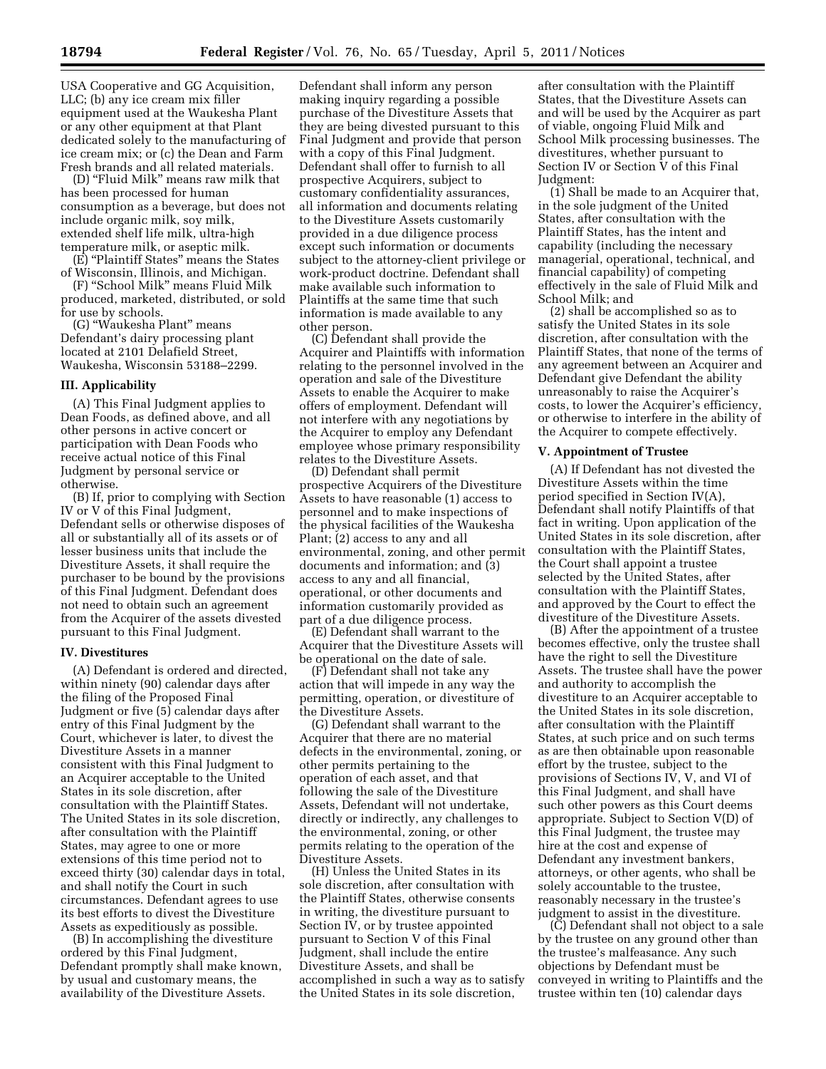USA Cooperative and GG Acquisition, LLC; (b) any ice cream mix filler equipment used at the Waukesha Plant or any other equipment at that Plant dedicated solely to the manufacturing of ice cream mix; or (c) the Dean and Farm Fresh brands and all related materials.

(D) "Fluid Milk" means raw milk that has been processed for human consumption as a beverage, but does not include organic milk, soy milk, extended shelf life milk, ultra-high temperature milk, or aseptic milk.

(E) "Plaintiff States" means the States of Wisconsin, Illinois, and Michigan.

(F) "School Milk" means Fluid Milk produced, marketed, distributed, or sold for use by schools.

(G) "Waukesha Plant" means Defendant's dairy processing plant located at 2101 Delafield Street, Waukesha, Wisconsin 53188–2299.

### III. Applicability

(A) This Final Judgment applies to Dean Foods, as defined above, and all other persons in active concert or participation with Dean Foods who receive actual notice of this Final Judgment by personal service or otherwise.

(B) If, prior to complying with Section IV or V of this Final Judgment, Defendant sells or otherwise disposes of all or substantially all of its assets or of lesser business units that include the Divestiture Assets, it shall require the purchaser to be bound by the provisions of this Final Judgment. Defendant does not need to obtain such an agreement from the Acquirer of the assets divested pursuant to this Final Judgment.

### IV. Divestitures

(A) Defendant is ordered and directed, within ninety (90) calendar days after the filing of the Proposed Final Judgment or five (5) calendar days after entry of this Final Judgment by the Court, whichever is later, to divest the Divestiture Assets in a manner consistent with this Final Judgment to an Acquirer acceptable to the United States in its sole discretion, after consultation with the Plaintiff States. The United States in its sole discretion, after consultation with the Plaintiff States, may agree to one or more extensions of this time period not to exceed thirty (30) calendar days in total, and shall notify the Court in such circumstances. Defendant agrees to use its best efforts to divest the Divestiture Assets as expeditiously as possible.

(B) In accomplishing the divestiture ordered by this Final Judgment, Defendant promptly shall make known, by usual and customary means, the availability of the Divestiture Assets. Defendant shall inform any person making inquiry regarding a possible purchase of the Divestiture Assets that they are being divested pursuant to this Final Judgment and provide that person with a copy of this Final Judgment. Defendant shall offer to furnish to all prospective Acquirers, subject to customary confidentiality assurances, all information and documents relating to the Divestiture Assets customarily provided in a due diligence process except such information or documents subject to the attorney-client privilege or work-product doctrine. Defendant shall make available such information to Plaintiffs at the same time that such information is made available to any other person.

(C) Defendant shall provide the Acquirer and Plaintiffs with information relating to the personnel involved in the operation and sale of the Divestiture Assets to enable the Acquirer to make offers of employment. Defendant will not interfere with any negotiations by the Acquirer to employ any Defendant employee whose primary responsibility relates to the Divestiture Assets.

(D) Defendant shall permit prospective Acquirers of the Divestiture Assets to have reasonable (1) access to personnel and to make inspections of the physical facilities of the Waukesha Plant; (2) access to any and all environmental, zoning, and other permit documents and information; and (3) access to any and all financial, operational, or other documents and information customarily provided as part of a due diligence process.

(E) Defendant shall warrant to the Acquirer that the Divestiture Assets will be operational on the date of sale.

(F) Defendant shall not take any action that will impede in any way the permitting, operation, or divestiture of the Divestiture Assets.

(G) Defendant shall warrant to the Acquirer that there are no material defects in the environmental, zoning, or other permits pertaining to the operation of each asset, and that following the sale of the Divestiture Assets, Defendant will not undertake, directly or indirectly, any challenges to the environmental, zoning, or other permits relating to the operation of the Divestiture Assets.

(H) Unless the United States in its sole discretion, after consultation with the Plaintiff States, otherwise consents in writing, the divestiture pursuant to Section IV, or by trustee appointed pursuant to Section V of this Final Judgment, shall include the entire Divestiture Assets, and shall be accomplished in such a way as to satisfy the United States in its sole discretion, after consultation with the Plaintiff States, that the Divestiture Assets can and will be used by the Acquirer as part of viable, ongoing Fluid Milk and School Milk processing businesses. The divestitures, whether pursuant to Section IV or Section V of this Final Judgment:

(1) Shall be made to an Acquirer that, in the sole judgment of the United States, after consultation with the Plaintiff States, has the intent and capability (including the necessary managerial, operational, technical, and financial capability) of competing effectively in the sale of Fluid Milk and School Milk; and

(2) shall be accomplished so as to satisfy the United States in its sole discretion, after consultation with the Plaintiff States, that none of the terms of any agreement between an Acquirer and Defendant give Defendant the ability unreasonably to raise the Acquirer's costs, to lower the Acquirer's efficiency, or otherwise to interfere in the ability of the Acquirer to compete effectively.

### V. Appointment of Trustee

(A) If Defendant has not divested the Divestiture Assets within the time period specified in Section IV(A), Defendant shall notify Plaintiffs of that fact in writing. Upon application of the United States in its sole discretion, after consultation with the Plaintiff States, the Court shall appoint a trustee selected by the United States, after consultation with the Plaintiff States, and approved by the Court to effect the divestiture of the Divestiture Assets.

(B) After the appointment of a trustee becomes effective, only the trustee shall have the right to sell the Divestiture Assets. The trustee shall have the power and authority to accomplish the divestiture to an Acquirer acceptable to the United States in its sole discretion, after consultation with the Plaintiff States, at such price and on such terms as are then obtainable upon reasonable effort by the trustee, subject to the provisions of Sections IV, V, and VI of this Final Judgment, and shall have such other powers as this Court deems appropriate. Subject to Section V(D) of this Final Judgment, the trustee may hire at the cost and expense of Defendant any investment bankers, attorneys, or other agents, who shall be solely accountable to the trustee, reasonably necessary in the trustee's judgment to assist in the divestiture.

(C) Defendant shall not object to a sale by the trustee on any ground other than the trustee's malfeasance. Any such objections by Defendant must be conveyed in writing to Plaintiffs and the trustee within ten (10) calendar days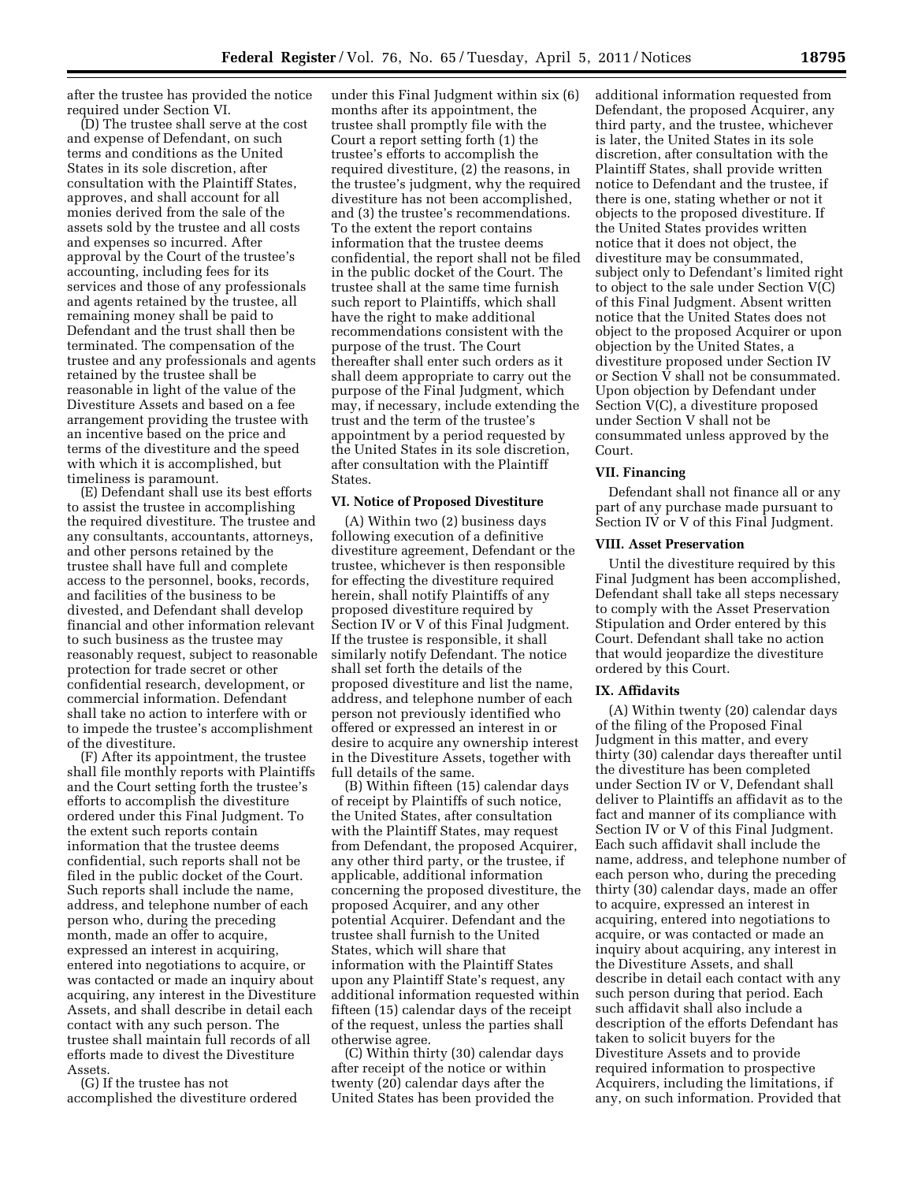after the trustee has provided the notice required under Section VI.

(D) The trustee shall serve at the cost and expense of Defendant, on such terms and conditions as the United States in its sole discretion, after consultation with the Plaintiff States, approves, and shall account for all monies derived from the sale of the assets sold by the trustee and all costs and expenses so incurred. After approval by the Court of the trustee's accounting, including fees for its services and those of any professionals and agents retained by the trustee, all remaining money shall be paid to Defendant and the trust shall then be terminated. The compensation of the trustee and any professionals and agents retained by the trustee shall be reasonable in light of the value of the Divestiture Assets and based on a fee arrangement providing the trustee with an incentive based on the price and terms of the divestiture and the speed with which it is accomplished, but timeliness is paramount.

(E) Defendant shall use its best efforts to assist the trustee in accomplishing the required divestiture. The trustee and any consultants, accountants, attorneys, and other persons retained by the trustee shall have full and complete access to the personnel, books, records, and facilities of the business to be divested, and Defendant shall develop financial and other information relevant to such business as the trustee may reasonably request, subject to reasonable protection for trade secret or other confidential research, development, or commercial information. Defendant shall take no action to interfere with or to impede the trustee's accomplishment of the divestiture.

(F) After its appointment, the trustee shall file monthly reports with Plaintiffs and the Court setting forth the trustee's efforts to accomplish the divestiture ordered under this Final Judgment. To the extent such reports contain information that the trustee deems confidential, such reports shall not be filed in the public docket of the Court. Such reports shall include the name, address, and telephone number of each person who, during the preceding month, made an offer to acquire, expressed an interest in acquiring, entered into negotiations to acquire, or was contacted or made an inquiry about acquiring, any interest in the Divestiture Assets, and shall describe in detail each contact with any such person. The trustee shall maintain full records of all efforts made to divest the Divestiture Assets.

(G) If the trustee has not accomplished the divestiture ordered under this Final Judgment within six (6) months after its appointment, the trustee shall promptly file with the Court a report setting forth (1) the trustee's efforts to accomplish the required divestiture, (2) the reasons, in the trustee's judgment, why the required divestiture has not been accomplished, and (3) the trustee's recommendations. To the extent the report contains information that the trustee deems confidential, the report shall not be filed in the public docket of the Court. The trustee shall at the same time furnish such report to Plaintiffs, which shall have the right to make additional recommendations consistent with the purpose of the trust. The Court thereafter shall enter such orders as it shall deem appropriate to carry out the purpose of the Final Judgment, which may, if necessary, include extending the trust and the term of the trustee's appointment by a period requested by the United States in its sole discretion, after consultation with the Plaintiff States.

## VI. Notice of Proposed Divestiture

(A) Within two (2) business days following execution of a definitive divestiture agreement, Defendant or the trustee, whichever is then responsible for effecting the divestiture required herein, shall notify Plaintiffs of any proposed divestiture required by Section IV or V of this Final Judgment. If the trustee is responsible, it shall similarly notify Defendant. The notice shall set forth the details of the proposed divestiture and list the name, address, and telephone number of each person not previously identified who offered or expressed an interest in or desire to acquire any ownership interest in the Divestiture Assets, together with full details of the same.

(B) Within fifteen (15) calendar days of receipt by Plaintiffs of such notice, the United States, after consultation with the Plaintiff States, may request from Defendant, the proposed Acquirer, any other third party, or the trustee, if applicable, additional information concerning the proposed divestiture, the proposed Acquirer, and any other potential Acquirer. Defendant and the trustee shall furnish to the United States, which will share that information with the Plaintiff States upon any Plaintiff State's request, any additional information requested within fifteen (15) calendar days of the receipt of the request, unless the parties shall otherwise agree.

(C) Within thirty (30) calendar days after receipt of the notice or within twenty (20) calendar days after the United States has been provided the additional information requested from Defendant, the proposed Acquirer, any third party, and the trustee, whichever is later, the United States in its sole discretion, after consultation with the Plaintiff States, shall provide written notice to Defendant and the trustee, if there is one, stating whether or not it objects to the proposed divestiture. If the United States provides written notice that it does not object, the divestiture may be consummated, subject only to Defendant's limited right to object to the sale under Section V(C) of this Final Judgment. Absent written notice that the United States does not object to the proposed Acquirer or upon objection by the United States, a divestiture proposed under Section IV or Section V shall not be consummated. Upon objection by Defendant under Section V(C), a divestiture proposed under Section V shall not be consummated unless approved by the Court.

## VII. Financing

Defendant shall not finance all or any part of any purchase made pursuant to Section IV or V of this Final Judgment.

## VIII. Asset Preservation

Until the divestiture required by this Final Judgment has been accomplished, Defendant shall take all steps necessary to comply with the Asset Preservation Stipulation and Order entered by this Court. Defendant shall take no action that would jeopardize the divestiture ordered by this Court.

## IX. Affidavits

(A) Within twenty (20) calendar days of the filing of the Proposed Final Judgment in this matter, and every thirty (30) calendar days thereafter until the divestiture has been completed under Section IV or V, Defendant shall deliver to Plaintiffs an affidavit as to the fact and manner of its compliance with Section IV or V of this Final Judgment. Each such affidavit shall include the name, address, and telephone number of each person who, during the preceding thirty (30) calendar days, made an offer to acquire, expressed an interest in acquiring, entered into negotiations to acquire, or was contacted or made an inquiry about acquiring, any interest in the Divestiture Assets, and shall describe in detail each contact with any such person during that period. Each such affidavit shall also include a description of the efforts Defendant has taken to solicit buyers for the Divestiture Assets and to provide required information to prospective Acquirers, including the limitations, if any, on such information. Provided that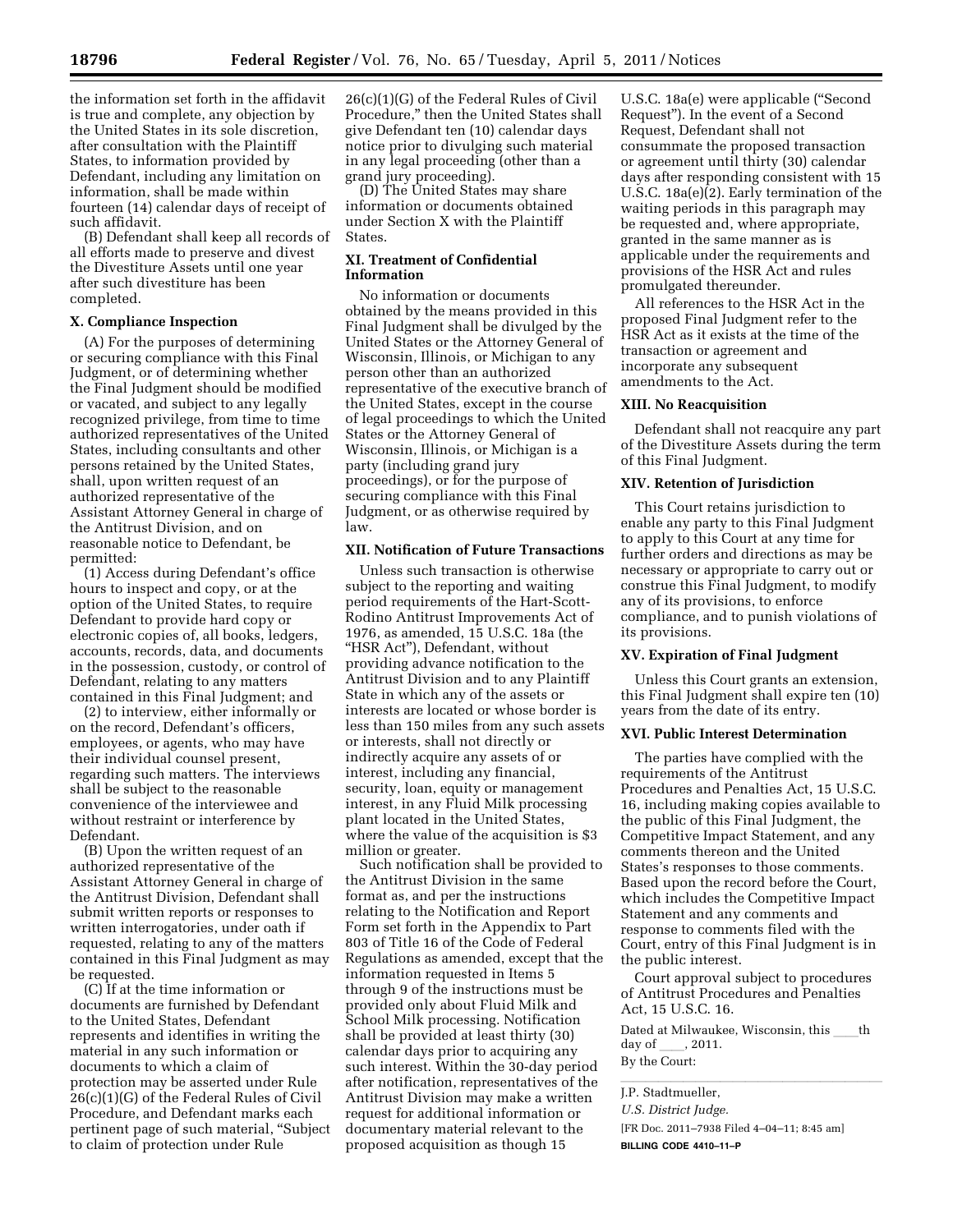the information set forth in the affidavit is true and complete, any objection by the United States in its sole discretion, after consultation with the Plaintiff States, to information provided by Defendant, including any limitation on information, shall be made within fourteen (14) calendar days of receipt of such affidavit.

(B) Defendant shall keep all records of all efforts made to preserve and divest the Divestiture Assets until one year after such divestiture has been completed.

### X. Compliance Inspection

(A) For the purposes of determining or securing compliance with this Final Judgment, or of determining whether the Final Judgment should be modified or vacated, and subject to any legally recognized privilege, from time to time authorized representatives of the United States, including consultants and other persons retained by the United States, shall, upon written request of an authorized representative of the Assistant Attorney General in charge of the Antitrust Division, and on reasonable notice to Defendant, be permitted:

(1) Access during Defendant's office hours to inspect and copy, or at the option of the United States, to require Defendant to provide hard copy or electronic copies of, all books, ledgers, accounts, records, data, and documents in the possession, custody, or control of Defendant, relating to any matters contained in this Final Judgment; and

(2) to interview, either informally or on the record, Defendant's officers, employees, or agents, who may have their individual counsel present, regarding such matters. The interviews shall be subject to the reasonable convenience of the interviewee and without restraint or interference by Defendant.

(B) Upon the written request of an authorized representative of the Assistant Attorney General in charge of the Antitrust Division, Defendant shall submit written reports or responses to written interrogatories, under oath if requested, relating to any of the matters contained in this Final Judgment as may be requested.

(C) If at the time information or documents are furnished by Defendant to the United States, Defendant represents and identifies in writing the material in any such information or documents to which a claim of protection may be asserted under Rule 26(c)(1)(G) of the Federal Rules of Civil Procedure, and Defendant marks each pertinent page of such material, "Subject to claim of protection under Rule 26(c)(1)(G) of the Federal Rules of Civil Procedure," then the United States shall give Defendant ten (10) calendar days notice prior to divulging such material in any legal proceeding (other than a grand jury proceeding).

(D) The United States may share information or documents obtained under Section X with the Plaintiff States.

### XI. Treatment of Confidential Information

No information or documents obtained by the means provided in this Final Judgment shall be divulged by the United States or the Attorney General of Wisconsin, Illinois, or Michigan to any person other than an authorized representative of the executive branch of the United States, except in the course of legal proceedings to which the United States or the Attorney General of Wisconsin, Illinois, or Michigan is a party (including grand jury proceedings), or for the purpose of securing compliance with this Final Judgment, or as otherwise required by law.

### XII. Notification of Future Transactions

Unless such transaction is otherwise subject to the reporting and waiting period requirements of the Hart-Scott-Rodino Antitrust Improvements Act of 1976, as amended, 15 U.S.C. 18a (the "HSR Act"), Defendant, without providing advance notification to the Antitrust Division and to any Plaintiff State in which any of the assets or interests are located or whose border is less than 150 miles from any such assets or interests, shall not directly or indirectly acquire any assets of or interest, including any financial, security, loan, equity or management interest, in any Fluid Milk processing plant located in the United States, where the value of the acquisition is $3 million or greater.

Such notification shall be provided to the Antitrust Division in the same format as, and per the instructions relating to the Notification and Report Form set forth in the Appendix to Part 803 of Title 16 of the Code of Federal Regulations as amended, except that the information requested in Items 5 through 9 of the instructions must be provided only about Fluid Milk and School Milk processing. Notification shall be provided at least thirty (30) calendar days prior to acquiring any such interest. Within the 30-day period after notification, representatives of the Antitrust Division may make a written request for additional information or documentary material relevant to the proposed acquisition as though 15 U.S.C. 18a(e) were applicable ("Second Request"). In the event of a Second Request, Defendant shall not consummate the proposed transaction or agreement until thirty (30) calendar days after responding consistent with 15 U.S.C. 18a(e)(2). Early termination of the waiting periods in this paragraph may be requested and, where appropriate, granted in the same manner as is applicable under the requirements and provisions of the HSR Act and rules promulgated thereunder.

All references to the HSR Act in the proposed Final Judgment refer to the HSR Act as it exists at the time of the transaction or agreement and incorporate any subsequent amendments to the Act.

### XIII. No Reacquisition

Defendant shall not reacquire any part of the Divestiture Assets during the term of this Final Judgment.

### XIV. Retention of Jurisdiction

This Court retains jurisdiction to enable any party to this Final Judgment to apply to this Court at any time for further orders and directions as may be necessary or appropriate to carry out or construe this Final Judgment, to modify any of its provisions, to enforce compliance, and to punish violations of its provisions.

### XV. Expiration of Final Judgment

Unless this Court grants an extension, this Final Judgment shall expire ten (10) years from the date of its entry.

### XVI. Public Interest Determination

The parties have complied with the requirements of the Antitrust Procedures and Penalties Act, 15 U.S.C. 16, including making copies available to the public of this Final Judgment, the Competitive Impact Statement, and any comments thereon and the United States's responses to those comments. Based upon the record before the Court, which includes the Competitive Impact Statement and any comments and response to comments filed with the Court, entry of this Final Judgment is in the public interest.

Court approval subject to procedures of Antitrust Procedures and Penalties Act, 15 U.S.C. 16.

Dated at Milwaukee, Wisconsin, this ____th day of ____, 2011.

By the Court:

J.P. Stadtmueller,

*U.S. District Judge.*

[FR Doc. 2011–7938 Filed 4–04–11; 8:45 am]

**BILLING CODE 4410–11–P**